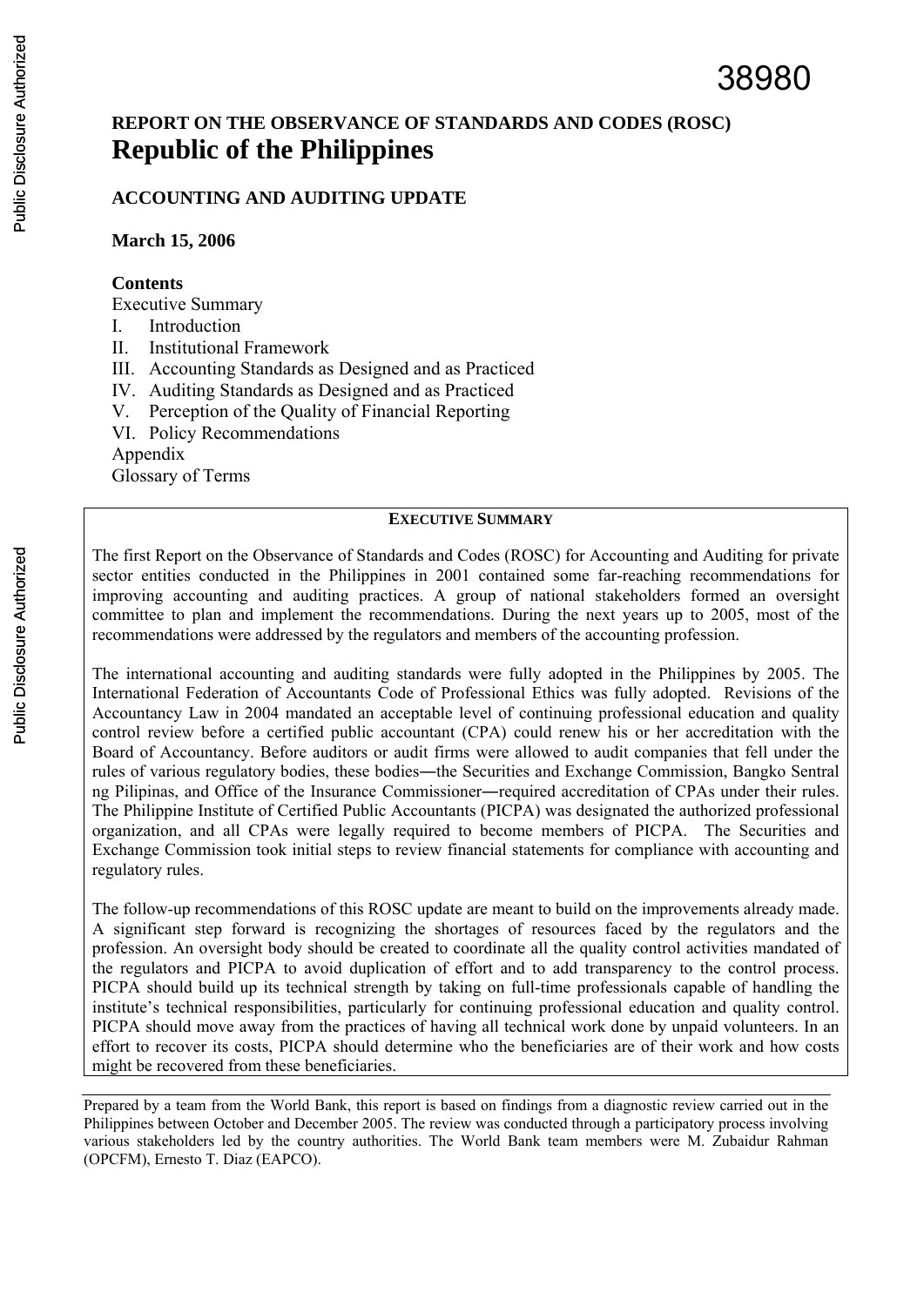38980

**REPORT ON THE OBSERVANCE OF STANDARDS AND CODES (ROSC)**

# Republic of the Philippines

**ACCOUNTING AND AUDITING UPDATE**

**March 15, 2006**

**Contents**

Executive Summary
I. Introduction
II. Institutional Framework
III. Accounting Standards as Designed and as Practiced
IV. Auditing Standards as Designed and as Practiced
V. Perception of the Quality of Financial Reporting
VI. Policy Recommendations
Appendix
Glossary of Terms

## EXECUTIVE SUMMARY

The first Report on the Observance of Standards and Codes (ROSC) for Accounting and Auditing for private sector entities conducted in the Philippines in 2001 contained some far-reaching recommendations for improving accounting and auditing practices. A group of national stakeholders formed an oversight committee to plan and implement the recommendations. During the next years up to 2005, most of the recommendations were addressed by the regulators and members of the accounting profession.

The international accounting and auditing standards were fully adopted in the Philippines by 2005. The International Federation of Accountants Code of Professional Ethics was fully adopted. Revisions of the Accountancy Law in 2004 mandated an acceptable level of continuing professional education and quality control review before a certified public accountant (CPA) could renew his or her accreditation with the Board of Accountancy. Before auditors or audit firms were allowed to audit companies that fell under the rules of various regulatory bodies, these bodies―the Securities and Exchange Commission, Bangko Sentral ng Pilipinas, and Office of the Insurance Commissioner―required accreditation of CPAs under their rules. The Philippine Institute of Certified Public Accountants (PICPA) was designated the authorized professional organization, and all CPAs were legally required to become members of PICPA. The Securities and Exchange Commission took initial steps to review financial statements for compliance with accounting and regulatory rules.

The follow-up recommendations of this ROSC update are meant to build on the improvements already made. A significant step forward is recognizing the shortages of resources faced by the regulators and the profession. An oversight body should be created to coordinate all the quality control activities mandated of the regulators and PICPA to avoid duplication of effort and to add transparency to the control process. PICPA should build up its technical strength by taking on full-time professionals capable of handling the institute's technical responsibilities, particularly for continuing professional education and quality control. PICPA should move away from the practices of having all technical work done by unpaid volunteers. In an effort to recover its costs, PICPA should determine who the beneficiaries are of their work and how costs might be recovered from these beneficiaries.

---

Prepared by a team from the World Bank, this report is based on findings from a diagnostic review carried out in the Philippines between October and December 2005. The review was conducted through a participatory process involving various stakeholders led by the country authorities. The World Bank team members were M. Zubaidur Rahman (OPCFM), Ernesto T. Diaz (EAPCO).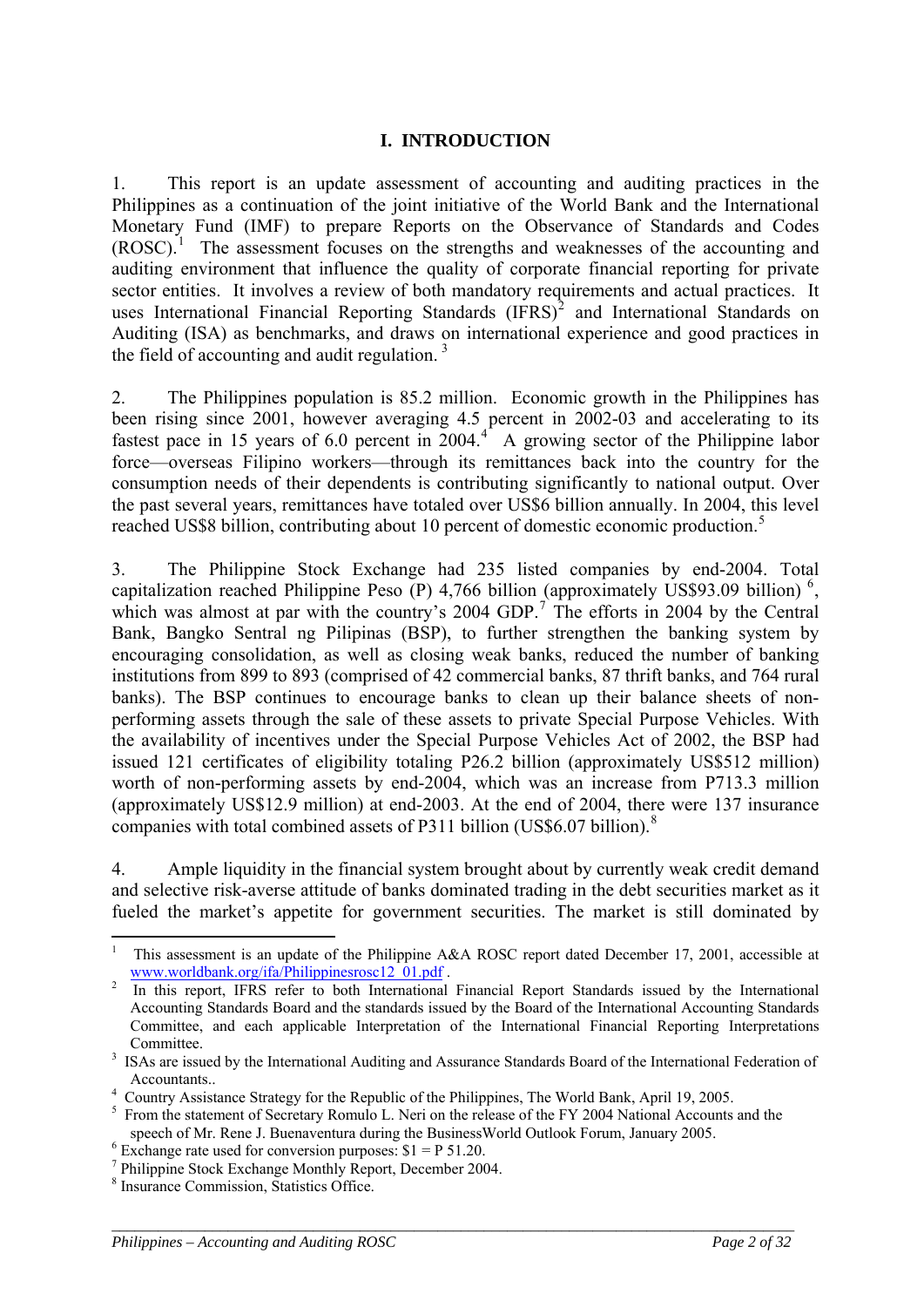# I. INTRODUCTION

1. This report is an update assessment of accounting and auditing practices in the Philippines as a continuation of the joint initiative of the World Bank and the International Monetary Fund (IMF) to prepare Reports on the Observance of Standards and Codes (ROSC).[1] The assessment focuses on the strengths and weaknesses of the accounting and auditing environment that influence the quality of corporate financial reporting for private sector entities. It involves a review of both mandatory requirements and actual practices. It uses International Financial Reporting Standards (IFRS)[2] and International Standards on Auditing (ISA) as benchmarks, and draws on international experience and good practices in the field of accounting and audit regulation.[3]

2. The Philippines population is 85.2 million. Economic growth in the Philippines has been rising since 2001, however averaging 4.5 percent in 2002-03 and accelerating to its fastest pace in 15 years of 6.0 percent in 2004.[4] A growing sector of the Philippine labor force—overseas Filipino workers—through its remittances back into the country for the consumption needs of their dependents is contributing significantly to national output. Over the past several years, remittances have totaled over US$6 billion annually. In 2004, this level reached US$8 billion, contributing about 10 percent of domestic economic production.[5]

3. The Philippine Stock Exchange had 235 listed companies by end-2004. Total capitalization reached Philippine Peso (P) 4,766 billion (approximately US$93.09 billion)[6], which was almost at par with the country's 2004 GDP.[7] The efforts in 2004 by the Central Bank, Bangko Sentral ng Pilipinas (BSP), to further strengthen the banking system by encouraging consolidation, as well as closing weak banks, reduced the number of banking institutions from 899 to 893 (comprised of 42 commercial banks, 87 thrift banks, and 764 rural banks). The BSP continues to encourage banks to clean up their balance sheets of non-performing assets through the sale of these assets to private Special Purpose Vehicles. With the availability of incentives under the Special Purpose Vehicles Act of 2002, the BSP had issued 121 certificates of eligibility totaling P26.2 billion (approximately US$512 million) worth of non-performing assets by end-2004, which was an increase from P713.3 million (approximately US$12.9 million) at end-2003. At the end of 2004, there were 137 insurance companies with total combined assets of P311 billion (US$6.07 billion).[8]

4. Ample liquidity in the financial system brought about by currently weak credit demand and selective risk-averse attitude of banks dominated trading in the debt securities market as it fueled the market's appetite for government securities. The market is still dominated by

---

[1] This assessment is an update of the Philippine A&A ROSC report dated December 17, 2001, accessible at www.worldbank.org/ifa/Philippinesrosc12_01.pdf .

[2] In this report, IFRS refer to both International Financial Report Standards issued by the International Accounting Standards Board and the standards issued by the Board of the International Accounting Standards Committee, and each applicable Interpretation of the International Financial Reporting Interpretations Committee.

[3] ISAs are issued by the International Auditing and Assurance Standards Board of the International Federation of Accountants..

[4] Country Assistance Strategy for the Republic of the Philippines, The World Bank, April 19, 2005.

[5] From the statement of Secretary Romulo L. Neri on the release of the FY 2004 National Accounts and the speech of Mr. Rene J. Buenaventura during the BusinessWorld Outlook Forum, January 2005.

[6] Exchange rate used for conversion purposes: $1 = P 51.20.

[7] Philippine Stock Exchange Monthly Report, December 2004.

[8] Insurance Commission, Statistics Office.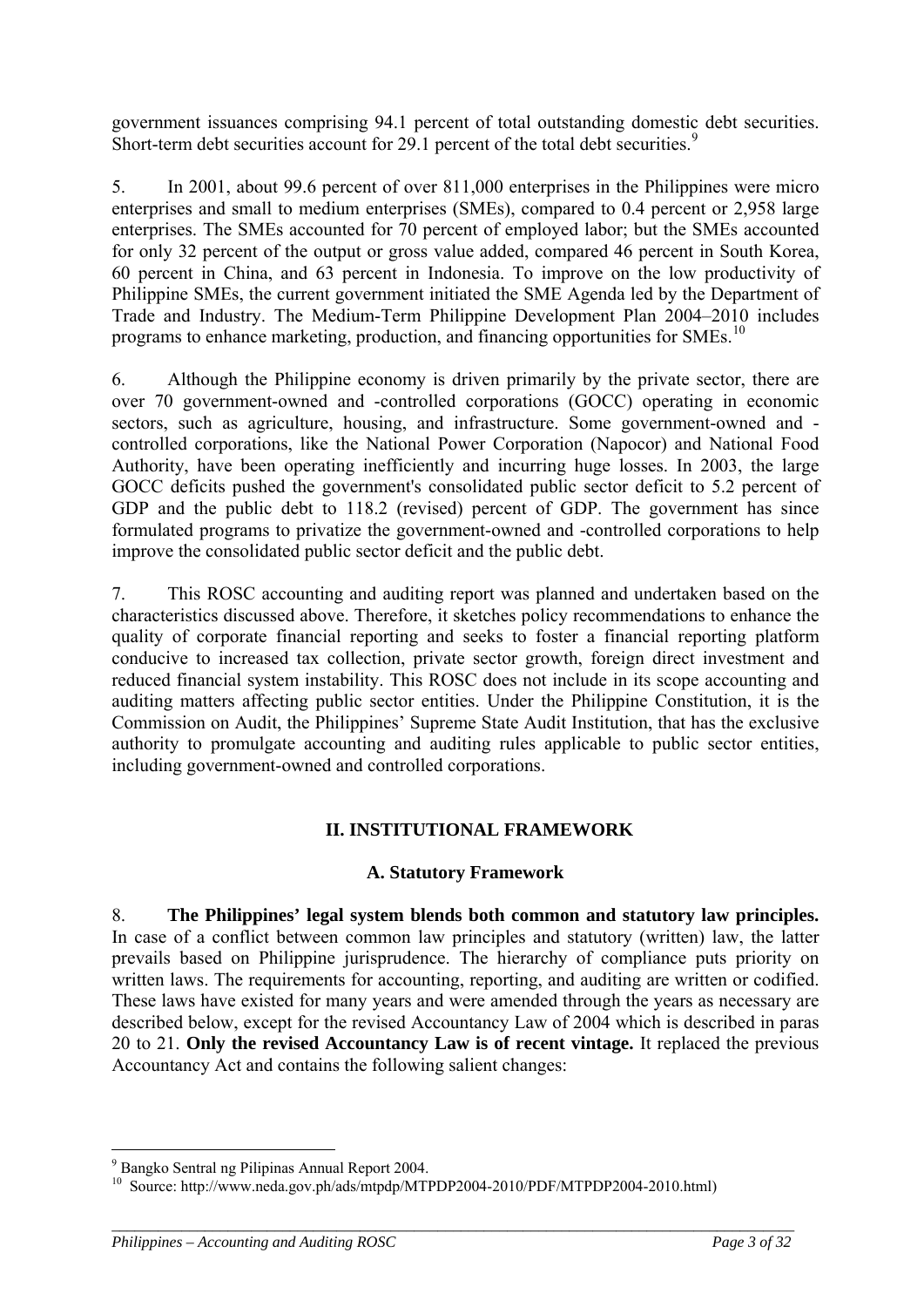government issuances comprising 94.1 percent of total outstanding domestic debt securities. Short-term debt securities account for 29.1 percent of the total debt securities.[9]

5. In 2001, about 99.6 percent of over 811,000 enterprises in the Philippines were micro enterprises and small to medium enterprises (SMEs), compared to 0.4 percent or 2,958 large enterprises. The SMEs accounted for 70 percent of employed labor; but the SMEs accounted for only 32 percent of the output or gross value added, compared 46 percent in South Korea, 60 percent in China, and 63 percent in Indonesia. To improve on the low productivity of Philippine SMEs, the current government initiated the SME Agenda led by the Department of Trade and Industry. The Medium-Term Philippine Development Plan 2004–2010 includes programs to enhance marketing, production, and financing opportunities for SMEs.[10]

6. Although the Philippine economy is driven primarily by the private sector, there are over 70 government-owned and -controlled corporations (GOCC) operating in economic sectors, such as agriculture, housing, and infrastructure. Some government-owned and -controlled corporations, like the National Power Corporation (Napocor) and National Food Authority, have been operating inefficiently and incurring huge losses. In 2003, the large GOCC deficits pushed the government's consolidated public sector deficit to 5.2 percent of GDP and the public debt to 118.2 (revised) percent of GDP. The government has since formulated programs to privatize the government-owned and -controlled corporations to help improve the consolidated public sector deficit and the public debt.

7. This ROSC accounting and auditing report was planned and undertaken based on the characteristics discussed above. Therefore, it sketches policy recommendations to enhance the quality of corporate financial reporting and seeks to foster a financial reporting platform conducive to increased tax collection, private sector growth, foreign direct investment and reduced financial system instability. This ROSC does not include in its scope accounting and auditing matters affecting public sector entities. Under the Philippine Constitution, it is the Commission on Audit, the Philippines' Supreme State Audit Institution, that has the exclusive authority to promulgate accounting and auditing rules applicable to public sector entities, including government-owned and controlled corporations.

## II. INSTITUTIONAL FRAMEWORK

### A. Statutory Framework

8. **The Philippines' legal system blends both common and statutory law principles.** In case of a conflict between common law principles and statutory (written) law, the latter prevails based on Philippine jurisprudence. The hierarchy of compliance puts priority on written laws. The requirements for accounting, reporting, and auditing are written or codified. These laws have existed for many years and were amended through the years as necessary are described below, except for the revised Accountancy Law of 2004 which is described in paras 20 to 21. **Only the revised Accountancy Law is of recent vintage.** It replaced the previous Accountancy Act and contains the following salient changes:

---

[9] Bangko Sentral ng Pilipinas Annual Report 2004.

[10] Source: http://www.neda.gov.ph/ads/mtpdp/MTPDP2004-2010/PDF/MTPDP2004-2010.html)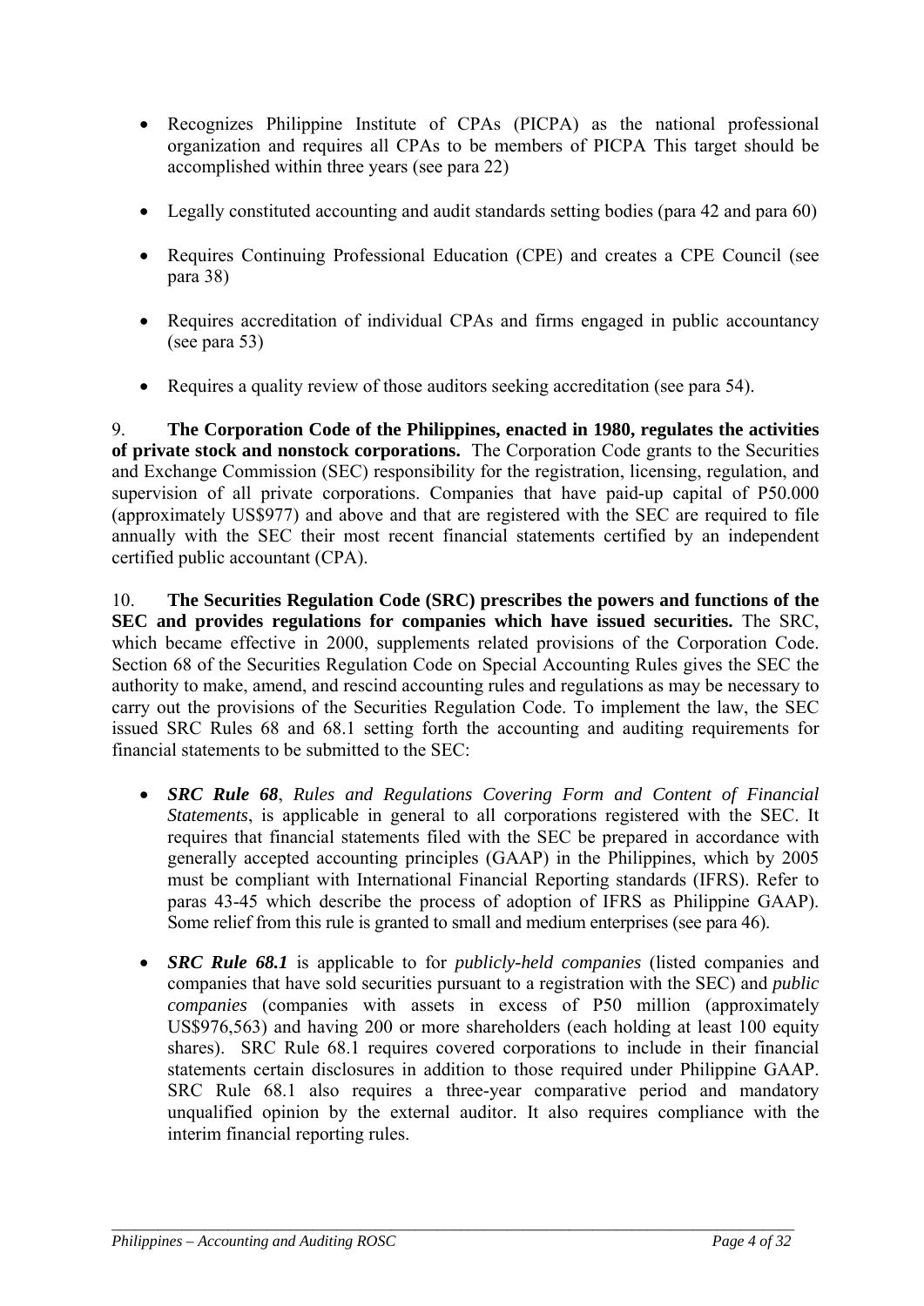- Recognizes Philippine Institute of CPAs (PICPA) as the national professional organization and requires all CPAs to be members of PICPA This target should be accomplished within three years (see para 22)

- Legally constituted accounting and audit standards setting bodies (para 42 and para 60)

- Requires Continuing Professional Education (CPE) and creates a CPE Council (see para 38)

- Requires accreditation of individual CPAs and firms engaged in public accountancy (see para 53)

- Requires a quality review of those auditors seeking accreditation (see para 54).

9. **The Corporation Code of the Philippines, enacted in 1980, regulates the activities of private stock and nonstock corporations.** The Corporation Code grants to the Securities and Exchange Commission (SEC) responsibility for the registration, licensing, regulation, and supervision of all private corporations. Companies that have paid-up capital of P50.000 (approximately US$977) and above and that are registered with the SEC are required to file annually with the SEC their most recent financial statements certified by an independent certified public accountant (CPA).

10. **The Securities Regulation Code (SRC) prescribes the powers and functions of the SEC and provides regulations for companies which have issued securities.** The SRC, which became effective in 2000, supplements related provisions of the Corporation Code. Section 68 of the Securities Regulation Code on Special Accounting Rules gives the SEC the authority to make, amend, and rescind accounting rules and regulations as may be necessary to carry out the provisions of the Securities Regulation Code. To implement the law, the SEC issued SRC Rules 68 and 68.1 setting forth the accounting and auditing requirements for financial statements to be submitted to the SEC:

- ***SRC Rule 68***, *Rules and Regulations Covering Form and Content of Financial Statements*, is applicable in general to all corporations registered with the SEC. It requires that financial statements filed with the SEC be prepared in accordance with generally accepted accounting principles (GAAP) in the Philippines, which by 2005 must be compliant with International Financial Reporting standards (IFRS). Refer to paras 43-45 which describe the process of adoption of IFRS as Philippine GAAP). Some relief from this rule is granted to small and medium enterprises (see para 46).

- ***SRC Rule 68.1*** is applicable to for *publicly-held companies* (listed companies and companies that have sold securities pursuant to a registration with the SEC) and *public companies* (companies with assets in excess of P50 million (approximately US$976,563) and having 200 or more shareholders (each holding at least 100 equity shares). SRC Rule 68.1 requires covered corporations to include in their financial statements certain disclosures in addition to those required under Philippine GAAP. SRC Rule 68.1 also requires a three-year comparative period and mandatory unqualified opinion by the external auditor. It also requires compliance with the interim financial reporting rules.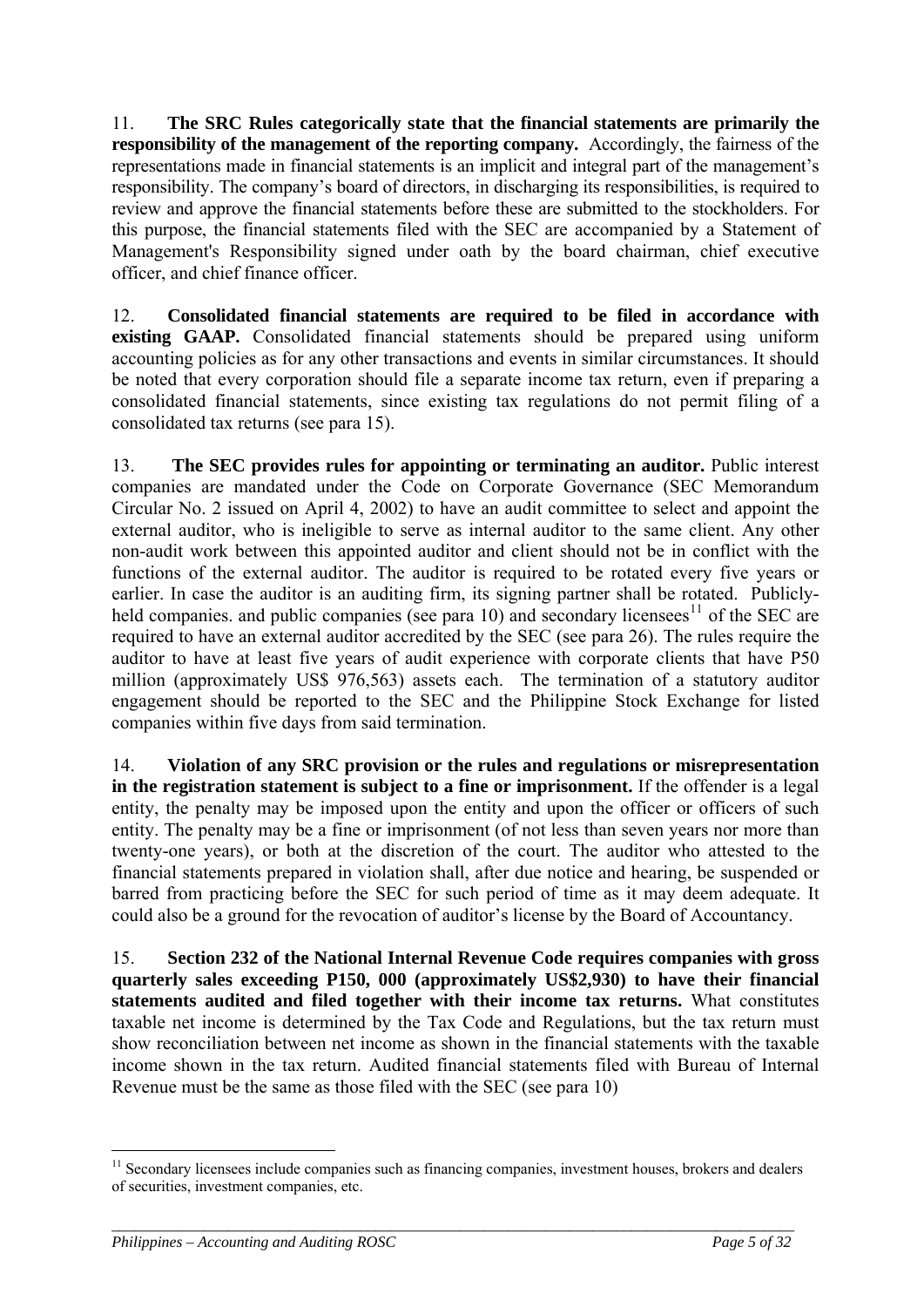11. **The SRC Rules categorically state that the financial statements are primarily the responsibility of the management of the reporting company.** Accordingly, the fairness of the representations made in financial statements is an implicit and integral part of the management's responsibility. The company's board of directors, in discharging its responsibilities, is required to review and approve the financial statements before these are submitted to the stockholders. For this purpose, the financial statements filed with the SEC are accompanied by a Statement of Management's Responsibility signed under oath by the board chairman, chief executive officer, and chief finance officer.

12. **Consolidated financial statements are required to be filed in accordance with existing GAAP.** Consolidated financial statements should be prepared using uniform accounting policies as for any other transactions and events in similar circumstances. It should be noted that every corporation should file a separate income tax return, even if preparing a consolidated financial statements, since existing tax regulations do not permit filing of a consolidated tax returns (see para 15).

13. **The SEC provides rules for appointing or terminating an auditor.** Public interest companies are mandated under the Code on Corporate Governance (SEC Memorandum Circular No. 2 issued on April 4, 2002) to have an audit committee to select and appoint the external auditor, who is ineligible to serve as internal auditor to the same client. Any other non-audit work between this appointed auditor and client should not be in conflict with the functions of the external auditor. The auditor is required to be rotated every five years or earlier. In case the auditor is an auditing firm, its signing partner shall be rotated. Publicly-held companies. and public companies (see para 10) and secondary licensees[11] of the SEC are required to have an external auditor accredited by the SEC (see para 26). The rules require the auditor to have at least five years of audit experience with corporate clients that have P50 million (approximately US$ 976,563) assets each. The termination of a statutory auditor engagement should be reported to the SEC and the Philippine Stock Exchange for listed companies within five days from said termination.

14. **Violation of any SRC provision or the rules and regulations or misrepresentation in the registration statement is subject to a fine or imprisonment.** If the offender is a legal entity, the penalty may be imposed upon the entity and upon the officer or officers of such entity. The penalty may be a fine or imprisonment (of not less than seven years nor more than twenty-one years), or both at the discretion of the court. The auditor who attested to the financial statements prepared in violation shall, after due notice and hearing, be suspended or barred from practicing before the SEC for such period of time as it may deem adequate. It could also be a ground for the revocation of auditor's license by the Board of Accountancy.

15. **Section 232 of the National Internal Revenue Code requires companies with gross quarterly sales exceeding P150, 000 (approximately US$2,930) to have their financial statements audited and filed together with their income tax returns.** What constitutes taxable net income is determined by the Tax Code and Regulations, but the tax return must show reconciliation between net income as shown in the financial statements with the taxable income shown in the tax return. Audited financial statements filed with Bureau of Internal Revenue must be the same as those filed with the SEC (see para 10)

---

[11] Secondary licensees include companies such as financing companies, investment houses, brokers and dealers of securities, investment companies, etc.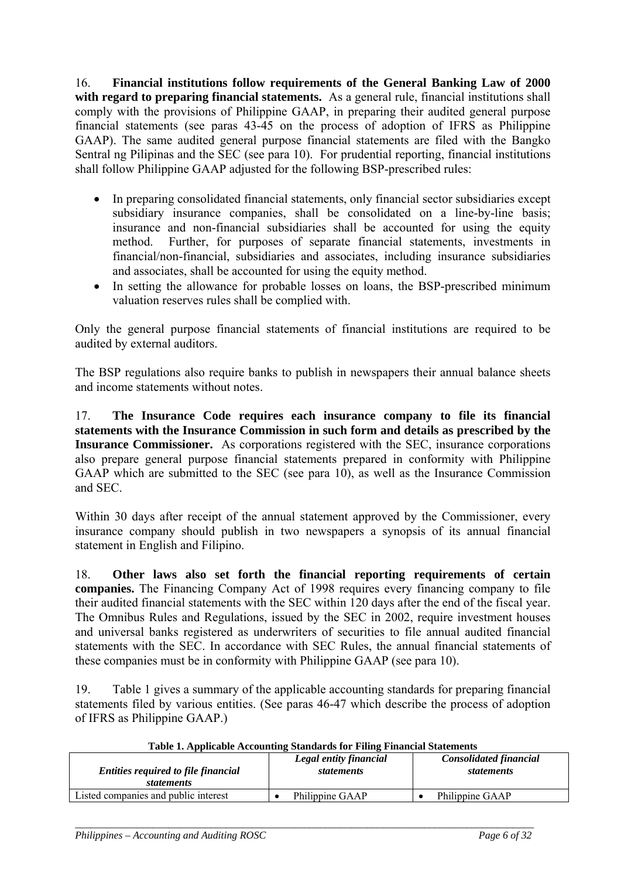16. **Financial institutions follow requirements of the General Banking Law of 2000 with regard to preparing financial statements.** As a general rule, financial institutions shall comply with the provisions of Philippine GAAP, in preparing their audited general purpose financial statements (see paras 43-45 on the process of adoption of IFRS as Philippine GAAP). The same audited general purpose financial statements are filed with the Bangko Sentral ng Pilipinas and the SEC (see para 10). For prudential reporting, financial institutions shall follow Philippine GAAP adjusted for the following BSP-prescribed rules:

- In preparing consolidated financial statements, only financial sector subsidiaries except subsidiary insurance companies, shall be consolidated on a line-by-line basis; insurance and non-financial subsidiaries shall be accounted for using the equity method. Further, for purposes of separate financial statements, investments in financial/non-financial, subsidiaries and associates, including insurance subsidiaries and associates, shall be accounted for using the equity method.
- In setting the allowance for probable losses on loans, the BSP-prescribed minimum valuation reserves rules shall be complied with.

Only the general purpose financial statements of financial institutions are required to be audited by external auditors.

The BSP regulations also require banks to publish in newspapers their annual balance sheets and income statements without notes.

17. **The Insurance Code requires each insurance company to file its financial statements with the Insurance Commission in such form and details as prescribed by the Insurance Commissioner.** As corporations registered with the SEC, insurance corporations also prepare general purpose financial statements prepared in conformity with Philippine GAAP which are submitted to the SEC (see para 10), as well as the Insurance Commission and SEC.

Within 30 days after receipt of the annual statement approved by the Commissioner, every insurance company should publish in two newspapers a synopsis of its annual financial statement in English and Filipino.

18. **Other laws also set forth the financial reporting requirements of certain companies.** The Financing Company Act of 1998 requires every financing company to file their audited financial statements with the SEC within 120 days after the end of the fiscal year. The Omnibus Rules and Regulations, issued by the SEC in 2002, require investment houses and universal banks registered as underwriters of securities to file annual audited financial statements with the SEC. In accordance with SEC Rules, the annual financial statements of these companies must be in conformity with Philippine GAAP (see para 10).

19. Table 1 gives a summary of the applicable accounting standards for preparing financial statements filed by various entities. (See paras 46-47 which describe the process of adoption of IFRS as Philippine GAAP.)

**Table 1. Applicable Accounting Standards for Filing Financial Statements**

| *Entities required to file financial statements* | *Legal entity financial statements* | *Consolidated financial statements* |
|---|---|---|
| Listed companies and public interest | • Philippine GAAP | • Philippine GAAP |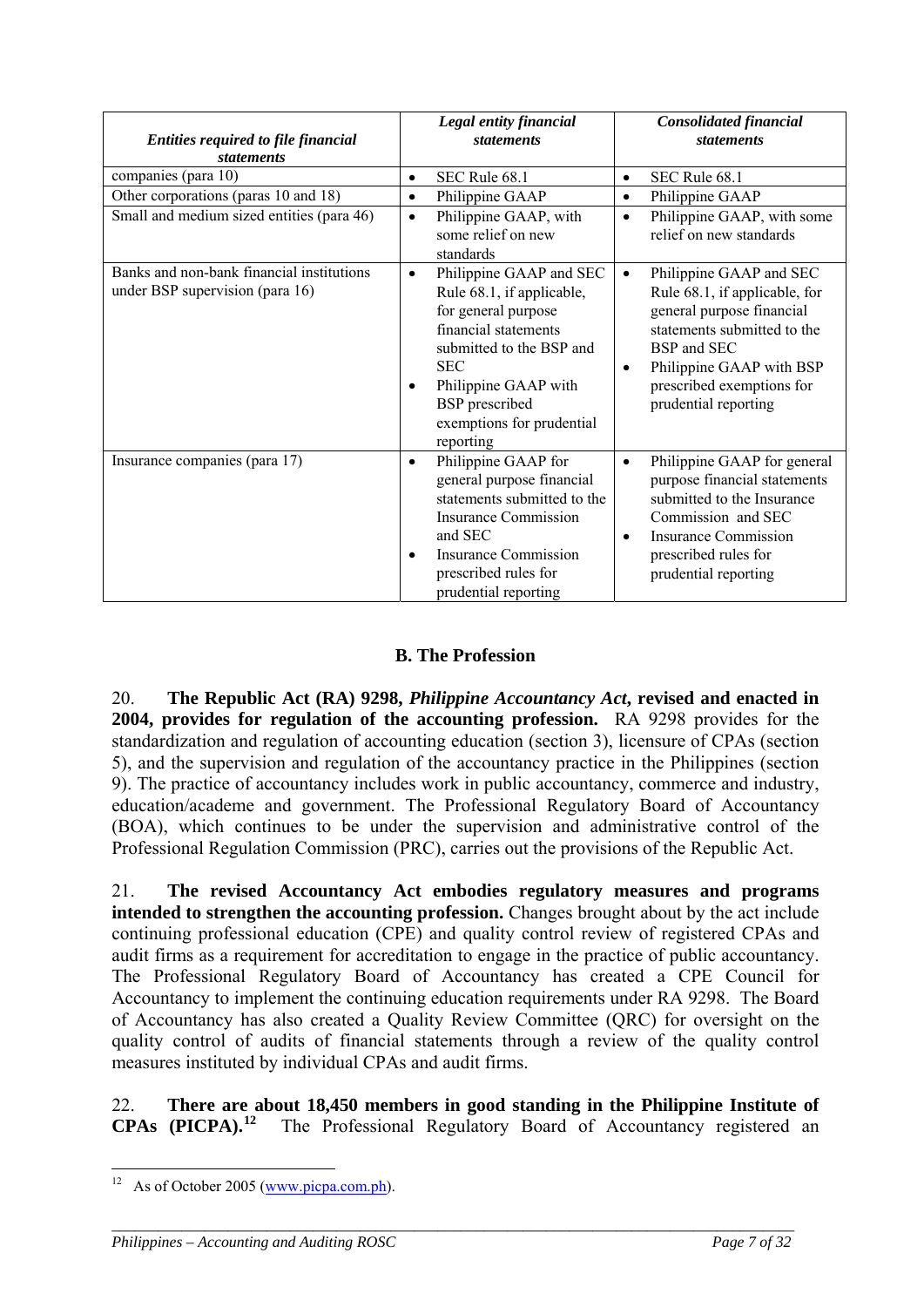| *Entities required to file financial statements* | *Legal entity financial statements* | *Consolidated financial statements* |
|---|---|---|
| companies (para 10) | • SEC Rule 68.1 | • SEC Rule 68.1 |
| Other corporations (paras 10 and 18) | • Philippine GAAP | • Philippine GAAP |
| Small and medium sized entities (para 46) | • Philippine GAAP, with some relief on new standards | • Philippine GAAP, with some relief on new standards |
| Banks and non-bank financial institutions under BSP supervision (para 16) | • Philippine GAAP and SEC Rule 68.1, if applicable, for general purpose financial statements submitted to the BSP and SEC<br>• Philippine GAAP with BSP prescribed exemptions for prudential reporting | • Philippine GAAP and SEC Rule 68.1, if applicable, for general purpose financial statements submitted to the BSP and SEC<br>• Philippine GAAP with BSP prescribed exemptions for prudential reporting |
| Insurance companies (para 17) | • Philippine GAAP for general purpose financial statements submitted to the Insurance Commission and SEC<br>• Insurance Commission prescribed rules for prudential reporting | • Philippine GAAP for general purpose financial statements submitted to the Insurance Commission and SEC<br>• Insurance Commission prescribed rules for prudential reporting |

## B. The Profession

20. **The Republic Act (RA) 9298, *Philippine Accountancy Act*, revised and enacted in 2004, provides for regulation of the accounting profession.** RA 9298 provides for the standardization and regulation of accounting education (section 3), licensure of CPAs (section 5), and the supervision and regulation of the accountancy practice in the Philippines (section 9). The practice of accountancy includes work in public accountancy, commerce and industry, education/academe and government. The Professional Regulatory Board of Accountancy (BOA), which continues to be under the supervision and administrative control of the Professional Regulation Commission (PRC), carries out the provisions of the Republic Act.

21. **The revised Accountancy Act embodies regulatory measures and programs intended to strengthen the accounting profession.** Changes brought about by the act include continuing professional education (CPE) and quality control review of registered CPAs and audit firms as a requirement for accreditation to engage in the practice of public accountancy. The Professional Regulatory Board of Accountancy has created a CPE Council for Accountancy to implement the continuing education requirements under RA 9298. The Board of Accountancy has also created a Quality Review Committee (QRC) for oversight on the quality control of audits of financial statements through a review of the quality control measures instituted by individual CPAs and audit firms.

22. **There are about 18,450 members in good standing in the Philippine Institute of CPAs (PICPA).[12]** The Professional Regulatory Board of Accountancy registered an

[12] As of October 2005 (www.picpa.com.ph).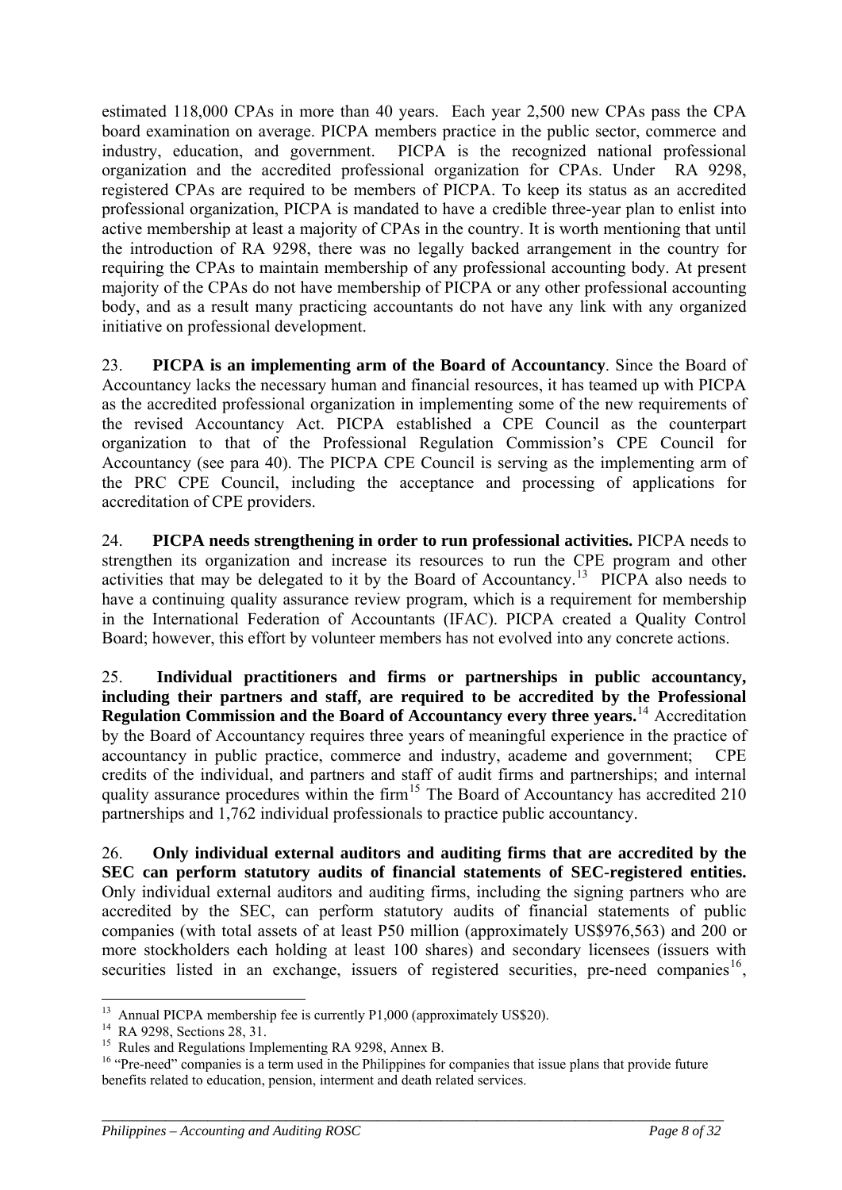estimated 118,000 CPAs in more than 40 years. Each year 2,500 new CPAs pass the CPA board examination on average. PICPA members practice in the public sector, commerce and industry, education, and government. PICPA is the recognized national professional organization and the accredited professional organization for CPAs. Under RA 9298, registered CPAs are required to be members of PICPA. To keep its status as an accredited professional organization, PICPA is mandated to have a credible three-year plan to enlist into active membership at least a majority of CPAs in the country. It is worth mentioning that until the introduction of RA 9298, there was no legally backed arrangement in the country for requiring the CPAs to maintain membership of any professional accounting body. At present majority of the CPAs do not have membership of PICPA or any other professional accounting body, and as a result many practicing accountants do not have any link with any organized initiative on professional development.

23. **PICPA is an implementing arm of the Board of Accountancy**. Since the Board of Accountancy lacks the necessary human and financial resources, it has teamed up with PICPA as the accredited professional organization in implementing some of the new requirements of the revised Accountancy Act. PICPA established a CPE Council as the counterpart organization to that of the Professional Regulation Commission's CPE Council for Accountancy (see para 40). The PICPA CPE Council is serving as the implementing arm of the PRC CPE Council, including the acceptance and processing of applications for accreditation of CPE providers.

24. **PICPA needs strengthening in order to run professional activities.** PICPA needs to strengthen its organization and increase its resources to run the CPE program and other activities that may be delegated to it by the Board of Accountancy.[13] PICPA also needs to have a continuing quality assurance review program, which is a requirement for membership in the International Federation of Accountants (IFAC). PICPA created a Quality Control Board; however, this effort by volunteer members has not evolved into any concrete actions.

25. **Individual practitioners and firms or partnerships in public accountancy, including their partners and staff, are required to be accredited by the Professional Regulation Commission and the Board of Accountancy every three years.**[14] Accreditation by the Board of Accountancy requires three years of meaningful experience in the practice of accountancy in public practice, commerce and industry, academe and government; CPE credits of the individual, and partners and staff of audit firms and partnerships; and internal quality assurance procedures within the firm[15] The Board of Accountancy has accredited 210 partnerships and 1,762 individual professionals to practice public accountancy.

26. **Only individual external auditors and auditing firms that are accredited by the SEC can perform statutory audits of financial statements of SEC-registered entities.** Only individual external auditors and auditing firms, including the signing partners who are accredited by the SEC, can perform statutory audits of financial statements of public companies (with total assets of at least P50 million (approximately US$976,563) and 200 or more stockholders each holding at least 100 shares) and secondary licensees (issuers with securities listed in an exchange, issuers of registered securities, pre-need companies[16],

---

[13] Annual PICPA membership fee is currently P1,000 (approximately US$20).

[14] RA 9298, Sections 28, 31.

[15] Rules and Regulations Implementing RA 9298, Annex B.

[16] "Pre-need" companies is a term used in the Philippines for companies that issue plans that provide future benefits related to education, pension, interment and death related services.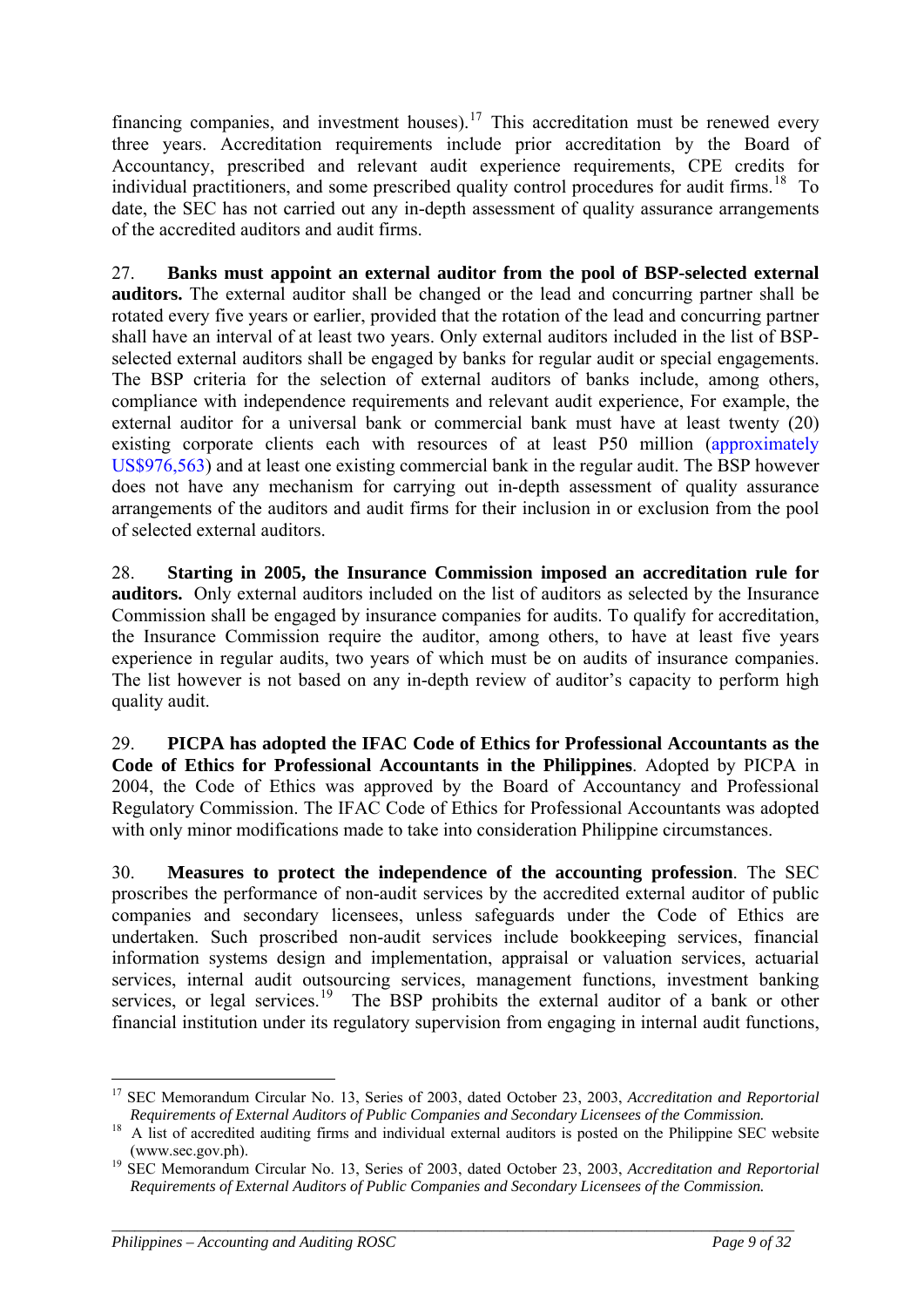financing companies, and investment houses).[17] This accreditation must be renewed every three years. Accreditation requirements include prior accreditation by the Board of Accountancy, prescribed and relevant audit experience requirements, CPE credits for individual practitioners, and some prescribed quality control procedures for audit firms.[18] To date, the SEC has not carried out any in-depth assessment of quality assurance arrangements of the accredited auditors and audit firms.

27. **Banks must appoint an external auditor from the pool of BSP-selected external auditors.** The external auditor shall be changed or the lead and concurring partner shall be rotated every five years or earlier, provided that the rotation of the lead and concurring partner shall have an interval of at least two years. Only external auditors included in the list of BSP-selected external auditors shall be engaged by banks for regular audit or special engagements. The BSP criteria for the selection of external auditors of banks include, among others, compliance with independence requirements and relevant audit experience, For example, the external auditor for a universal bank or commercial bank must have at least twenty (20) existing corporate clients each with resources of at least P50 million (approximately US$976,563) and at least one existing commercial bank in the regular audit. The BSP however does not have any mechanism for carrying out in-depth assessment of quality assurance arrangements of the auditors and audit firms for their inclusion in or exclusion from the pool of selected external auditors.

28. **Starting in 2005, the Insurance Commission imposed an accreditation rule for auditors.** Only external auditors included on the list of auditors as selected by the Insurance Commission shall be engaged by insurance companies for audits. To qualify for accreditation, the Insurance Commission require the auditor, among others, to have at least five years experience in regular audits, two years of which must be on audits of insurance companies. The list however is not based on any in-depth review of auditor's capacity to perform high quality audit.

29. **PICPA has adopted the IFAC Code of Ethics for Professional Accountants as the Code of Ethics for Professional Accountants in the Philippines**. Adopted by PICPA in 2004, the Code of Ethics was approved by the Board of Accountancy and Professional Regulatory Commission. The IFAC Code of Ethics for Professional Accountants was adopted with only minor modifications made to take into consideration Philippine circumstances.

30. **Measures to protect the independence of the accounting profession**. The SEC proscribes the performance of non-audit services by the accredited external auditor of public companies and secondary licensees, unless safeguards under the Code of Ethics are undertaken. Such proscribed non-audit services include bookkeeping services, financial information systems design and implementation, appraisal or valuation services, actuarial services, internal audit outsourcing services, management functions, investment banking services, or legal services.[19] The BSP prohibits the external auditor of a bank or other financial institution under its regulatory supervision from engaging in internal audit functions,

---

[17] SEC Memorandum Circular No. 13, Series of 2003, dated October 23, 2003, *Accreditation and Reportorial Requirements of External Auditors of Public Companies and Secondary Licensees of the Commission.*

[18] A list of accredited auditing firms and individual external auditors is posted on the Philippine SEC website (www.sec.gov.ph).

[19] SEC Memorandum Circular No. 13, Series of 2003, dated October 23, 2003, *Accreditation and Reportorial Requirements of External Auditors of Public Companies and Secondary Licensees of the Commission.*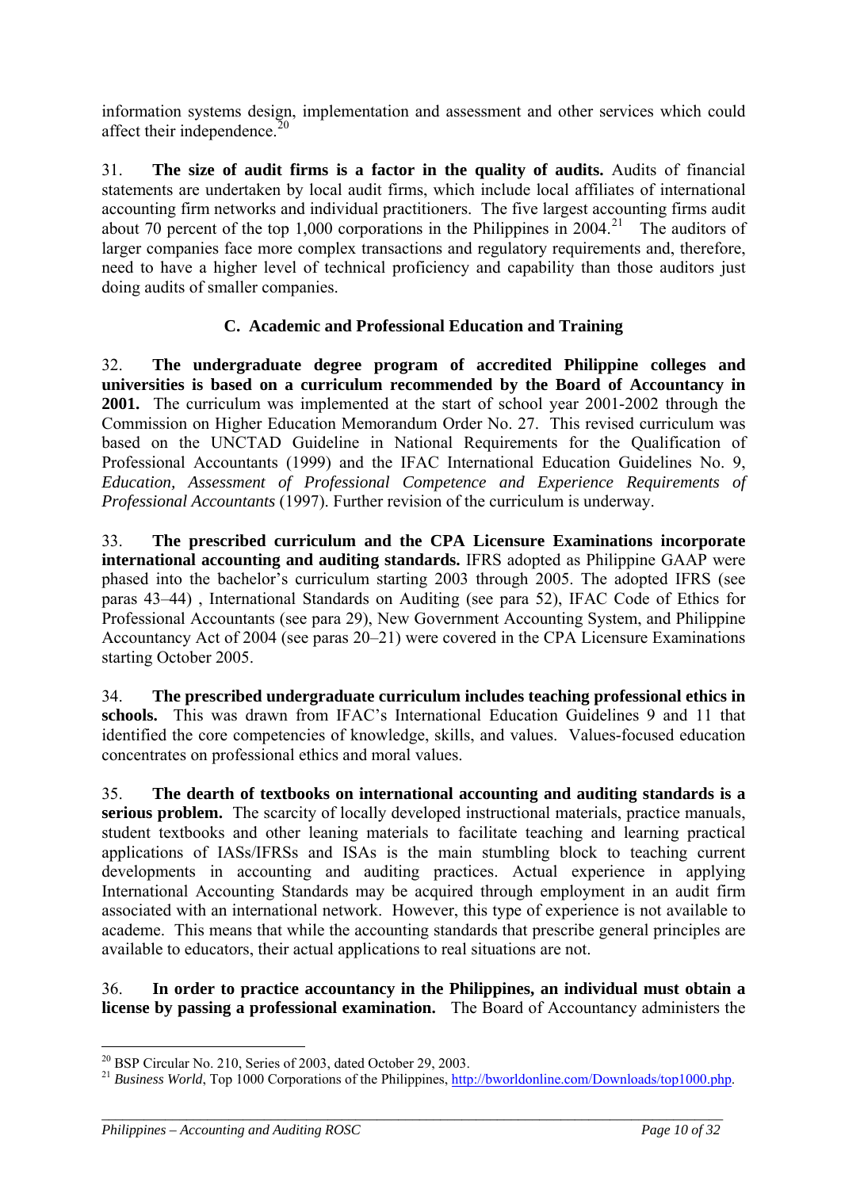information systems design, implementation and assessment and other services which could affect their independence.[20]

31. **The size of audit firms is a factor in the quality of audits.** Audits of financial statements are undertaken by local audit firms, which include local affiliates of international accounting firm networks and individual practitioners. The five largest accounting firms audit about 70 percent of the top 1,000 corporations in the Philippines in 2004.[21] The auditors of larger companies face more complex transactions and regulatory requirements and, therefore, need to have a higher level of technical proficiency and capability than those auditors just doing audits of smaller companies.

### C. Academic and Professional Education and Training

32. **The undergraduate degree program of accredited Philippine colleges and universities is based on a curriculum recommended by the Board of Accountancy in 2001.** The curriculum was implemented at the start of school year 2001-2002 through the Commission on Higher Education Memorandum Order No. 27. This revised curriculum was based on the UNCTAD Guideline in National Requirements for the Qualification of Professional Accountants (1999) and the IFAC International Education Guidelines No. 9, *Education, Assessment of Professional Competence and Experience Requirements of Professional Accountants* (1997). Further revision of the curriculum is underway.

33. **The prescribed curriculum and the CPA Licensure Examinations incorporate international accounting and auditing standards.** IFRS adopted as Philippine GAAP were phased into the bachelor's curriculum starting 2003 through 2005. The adopted IFRS (see paras 43–44) , International Standards on Auditing (see para 52), IFAC Code of Ethics for Professional Accountants (see para 29), New Government Accounting System, and Philippine Accountancy Act of 2004 (see paras 20–21) were covered in the CPA Licensure Examinations starting October 2005.

34. **The prescribed undergraduate curriculum includes teaching professional ethics in schools.** This was drawn from IFAC's International Education Guidelines 9 and 11 that identified the core competencies of knowledge, skills, and values. Values-focused education concentrates on professional ethics and moral values.

35. **The dearth of textbooks on international accounting and auditing standards is a serious problem.** The scarcity of locally developed instructional materials, practice manuals, student textbooks and other leaning materials to facilitate teaching and learning practical applications of IASs/IFRSs and ISAs is the main stumbling block to teaching current developments in accounting and auditing practices. Actual experience in applying International Accounting Standards may be acquired through employment in an audit firm associated with an international network. However, this type of experience is not available to academe. This means that while the accounting standards that prescribe general principles are available to educators, their actual applications to real situations are not.

36. **In order to practice accountancy in the Philippines, an individual must obtain a license by passing a professional examination.** The Board of Accountancy administers the

---

[20] BSP Circular No. 210, Series of 2003, dated October 29, 2003.

[21] *Business World*, Top 1000 Corporations of the Philippines, http://bworldonline.com/Downloads/top1000.php.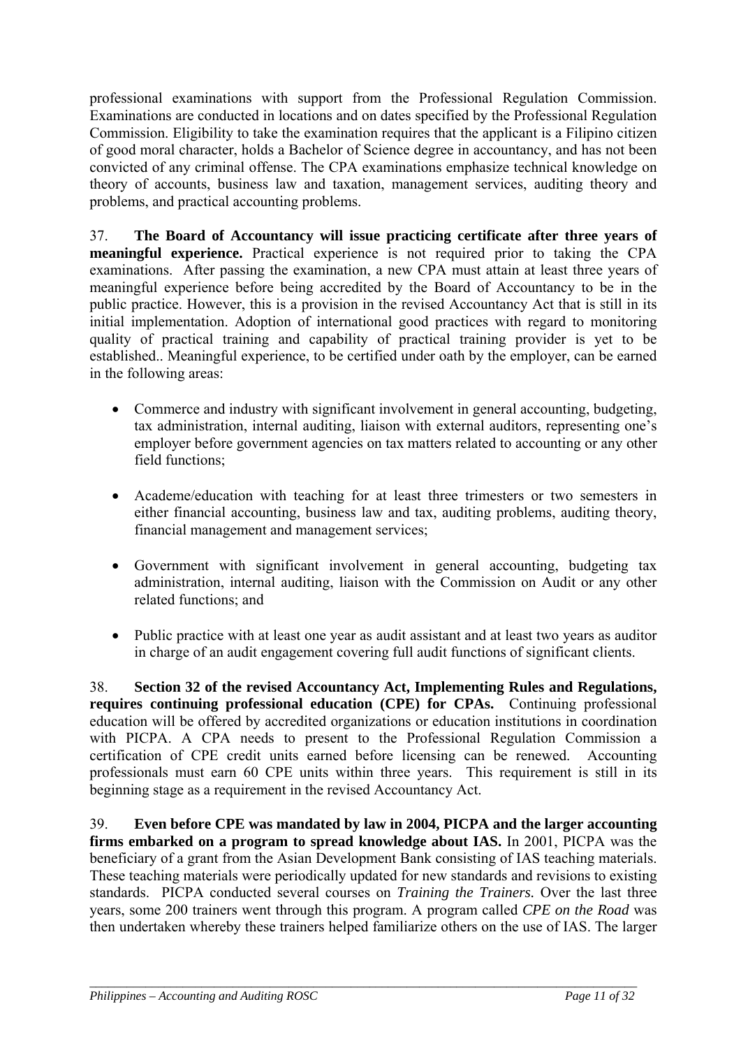professional examinations with support from the Professional Regulation Commission. Examinations are conducted in locations and on dates specified by the Professional Regulation Commission. Eligibility to take the examination requires that the applicant is a Filipino citizen of good moral character, holds a Bachelor of Science degree in accountancy, and has not been convicted of any criminal offense. The CPA examinations emphasize technical knowledge on theory of accounts, business law and taxation, management services, auditing theory and problems, and practical accounting problems.

37. **The Board of Accountancy will issue practicing certificate after three years of meaningful experience.** Practical experience is not required prior to taking the CPA examinations. After passing the examination, a new CPA must attain at least three years of meaningful experience before being accredited by the Board of Accountancy to be in the public practice. However, this is a provision in the revised Accountancy Act that is still in its initial implementation. Adoption of international good practices with regard to monitoring quality of practical training and capability of practical training provider is yet to be established.. Meaningful experience, to be certified under oath by the employer, can be earned in the following areas:

- Commerce and industry with significant involvement in general accounting, budgeting, tax administration, internal auditing, liaison with external auditors, representing one's employer before government agencies on tax matters related to accounting or any other field functions;

- Academe/education with teaching for at least three trimesters or two semesters in either financial accounting, business law and tax, auditing problems, auditing theory, financial management and management services;

- Government with significant involvement in general accounting, budgeting tax administration, internal auditing, liaison with the Commission on Audit or any other related functions; and

- Public practice with at least one year as audit assistant and at least two years as auditor in charge of an audit engagement covering full audit functions of significant clients.

38. **Section 32 of the revised Accountancy Act, Implementing Rules and Regulations, requires continuing professional education (CPE) for CPAs.** Continuing professional education will be offered by accredited organizations or education institutions in coordination with PICPA. A CPA needs to present to the Professional Regulation Commission a certification of CPE credit units earned before licensing can be renewed. Accounting professionals must earn 60 CPE units within three years. This requirement is still in its beginning stage as a requirement in the revised Accountancy Act.

39. **Even before CPE was mandated by law in 2004, PICPA and the larger accounting firms embarked on a program to spread knowledge about IAS.** In 2001, PICPA was the beneficiary of a grant from the Asian Development Bank consisting of IAS teaching materials. These teaching materials were periodically updated for new standards and revisions to existing standards. PICPA conducted several courses on *Training the Trainers.* Over the last three years, some 200 trainers went through this program. A program called *CPE on the Road* was then undertaken whereby these trainers helped familiarize others on the use of IAS. The larger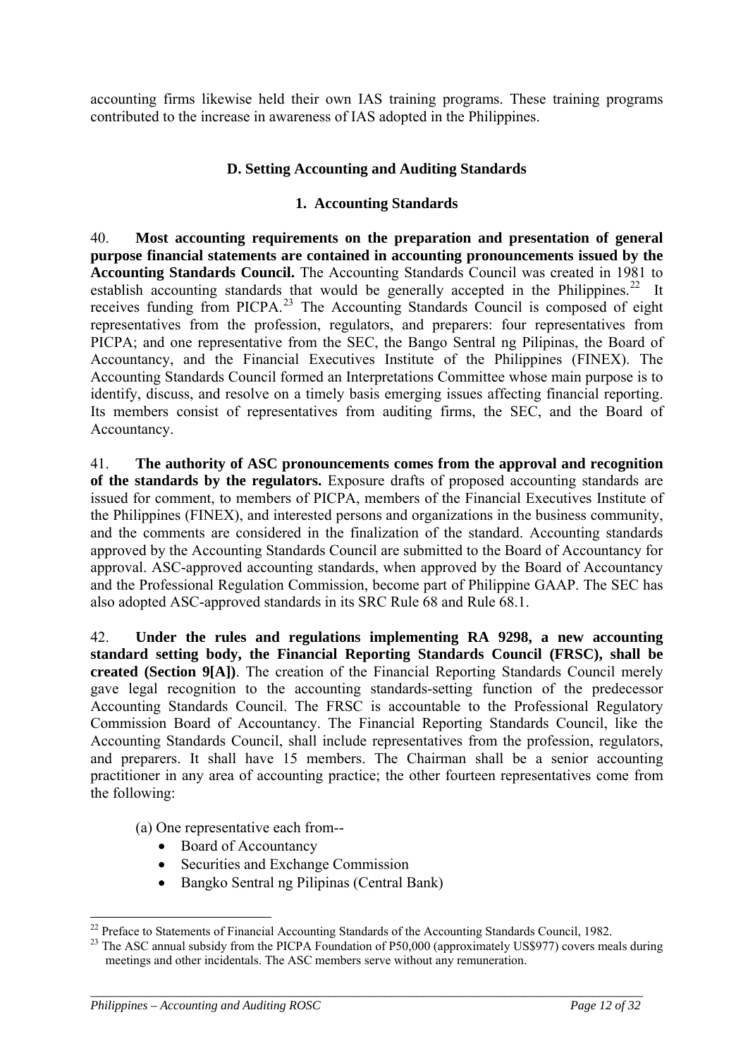accounting firms likewise held their own IAS training programs. These training programs contributed to the increase in awareness of IAS adopted in the Philippines.

### D. Setting Accounting and Auditing Standards

#### 1. Accounting Standards

40. **Most accounting requirements on the preparation and presentation of general purpose financial statements are contained in accounting pronouncements issued by the Accounting Standards Council.** The Accounting Standards Council was created in 1981 to establish accounting standards that would be generally accepted in the Philippines.[22] It receives funding from PICPA.[23] The Accounting Standards Council is composed of eight representatives from the profession, regulators, and preparers: four representatives from PICPA; and one representative from the SEC, the Bango Sentral ng Pilipinas, the Board of Accountancy, and the Financial Executives Institute of the Philippines (FINEX). The Accounting Standards Council formed an Interpretations Committee whose main purpose is to identify, discuss, and resolve on a timely basis emerging issues affecting financial reporting. Its members consist of representatives from auditing firms, the SEC, and the Board of Accountancy.

41. **The authority of ASC pronouncements comes from the approval and recognition of the standards by the regulators.** Exposure drafts of proposed accounting standards are issued for comment, to members of PICPA, members of the Financial Executives Institute of the Philippines (FINEX), and interested persons and organizations in the business community, and the comments are considered in the finalization of the standard. Accounting standards approved by the Accounting Standards Council are submitted to the Board of Accountancy for approval. ASC-approved accounting standards, when approved by the Board of Accountancy and the Professional Regulation Commission, become part of Philippine GAAP. The SEC has also adopted ASC-approved standards in its SRC Rule 68 and Rule 68.1.

42. **Under the rules and regulations implementing RA 9298, a new accounting standard setting body, the Financial Reporting Standards Council (FRSC), shall be created (Section 9[A])**. The creation of the Financial Reporting Standards Council merely gave legal recognition to the accounting standards-setting function of the predecessor Accounting Standards Council. The FRSC is accountable to the Professional Regulatory Commission Board of Accountancy. The Financial Reporting Standards Council, like the Accounting Standards Council, shall include representatives from the profession, regulators, and preparers. It shall have 15 members. The Chairman shall be a senior accounting practitioner in any area of accounting practice; the other fourteen representatives come from the following:

(a) One representative each from--

- Board of Accountancy
- Securities and Exchange Commission
- Bangko Sentral ng Pilipinas (Central Bank)

---

[22] Preface to Statements of Financial Accounting Standards of the Accounting Standards Council, 1982.

[23] The ASC annual subsidy from the PICPA Foundation of P50,000 (approximately US$977) covers meals during meetings and other incidentals. The ASC members serve without any remuneration.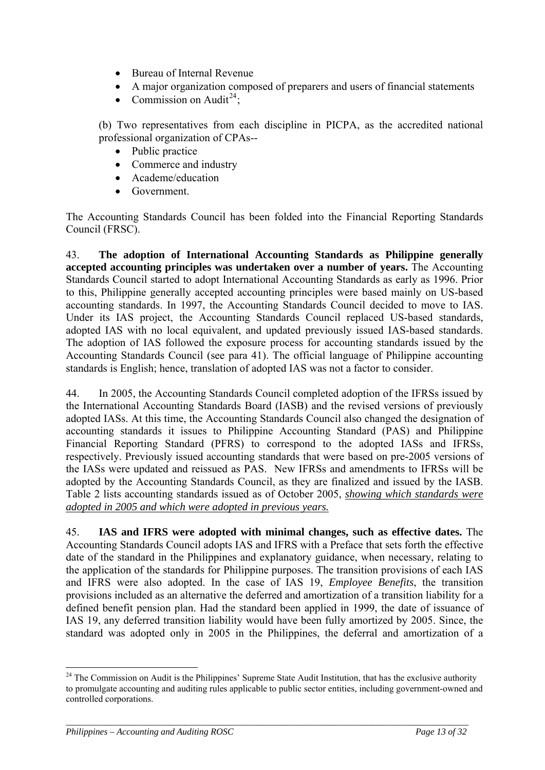- Bureau of Internal Revenue
- A major organization composed of preparers and users of financial statements
- Commission on Audit[24];

(b) Two representatives from each discipline in PICPA, as the accredited national professional organization of CPAs--

- Public practice
- Commerce and industry
- Academe/education
- Government.

The Accounting Standards Council has been folded into the Financial Reporting Standards Council (FRSC).

43. **The adoption of International Accounting Standards as Philippine generally accepted accounting principles was undertaken over a number of years.** The Accounting Standards Council started to adopt International Accounting Standards as early as 1996. Prior to this, Philippine generally accepted accounting principles were based mainly on US-based accounting standards. In 1997, the Accounting Standards Council decided to move to IAS. Under its IAS project, the Accounting Standards Council replaced US-based standards, adopted IAS with no local equivalent, and updated previously issued IAS-based standards. The adoption of IAS followed the exposure process for accounting standards issued by the Accounting Standards Council (see para 41). The official language of Philippine accounting standards is English; hence, translation of adopted IAS was not a factor to consider.

44. In 2005, the Accounting Standards Council completed adoption of the IFRSs issued by the International Accounting Standards Board (IASB) and the revised versions of previously adopted IASs. At this time, the Accounting Standards Council also changed the designation of accounting standards it issues to Philippine Accounting Standard (PAS) and Philippine Financial Reporting Standard (PFRS) to correspond to the adopted IASs and IFRSs, respectively. Previously issued accounting standards that were based on pre-2005 versions of the IASs were updated and reissued as PAS. New IFRSs and amendments to IFRSs will be adopted by the Accounting Standards Council, as they are finalized and issued by the IASB. Table 2 lists accounting standards issued as of October 2005, *showing which standards were adopted in 2005 and which were adopted in previous years.*

45. **IAS and IFRS were adopted with minimal changes, such as effective dates.** The Accounting Standards Council adopts IAS and IFRS with a Preface that sets forth the effective date of the standard in the Philippines and explanatory guidance, when necessary, relating to the application of the standards for Philippine purposes. The transition provisions of each IAS and IFRS were also adopted. In the case of IAS 19, *Employee Benefits*, the transition provisions included as an alternative the deferred and amortization of a transition liability for a defined benefit pension plan. Had the standard been applied in 1999, the date of issuance of IAS 19, any deferred transition liability would have been fully amortized by 2005. Since, the standard was adopted only in 2005 in the Philippines, the deferral and amortization of a

[24] The Commission on Audit is the Philippines' Supreme State Audit Institution, that has the exclusive authority to promulgate accounting and auditing rules applicable to public sector entities, including government-owned and controlled corporations.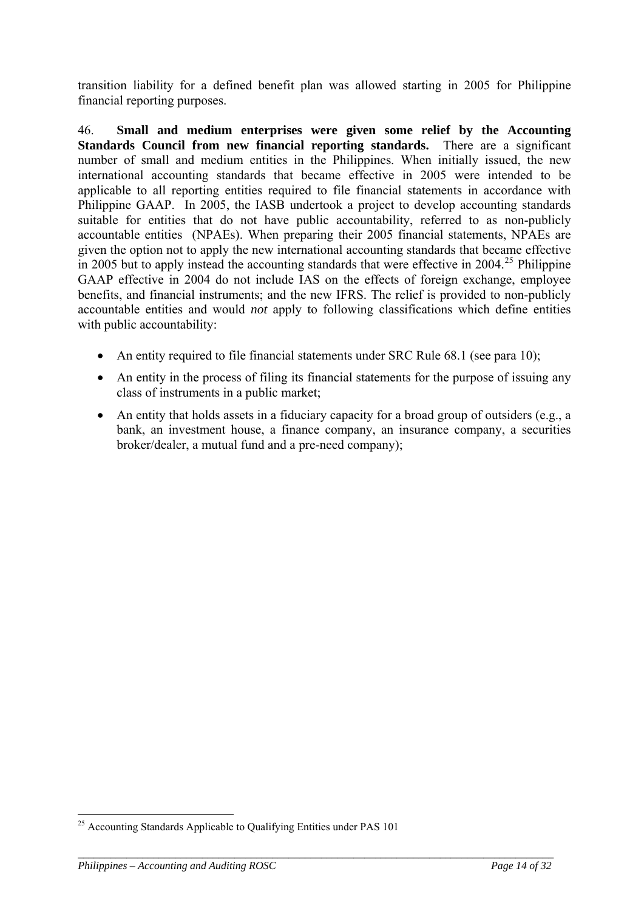transition liability for a defined benefit plan was allowed starting in 2005 for Philippine financial reporting purposes.

46. **Small and medium enterprises were given some relief by the Accounting Standards Council from new financial reporting standards.** There are a significant number of small and medium entities in the Philippines. When initially issued, the new international accounting standards that became effective in 2005 were intended to be applicable to all reporting entities required to file financial statements in accordance with Philippine GAAP. In 2005, the IASB undertook a project to develop accounting standards suitable for entities that do not have public accountability, referred to as non-publicly accountable entities (NPAEs). When preparing their 2005 financial statements, NPAEs are given the option not to apply the new international accounting standards that became effective in 2005 but to apply instead the accounting standards that were effective in 2004.[25] Philippine GAAP effective in 2004 do not include IAS on the effects of foreign exchange, employee benefits, and financial instruments; and the new IFRS. The relief is provided to non-publicly accountable entities and would *not* apply to following classifications which define entities with public accountability:

- An entity required to file financial statements under SRC Rule 68.1 (see para 10);
- An entity in the process of filing its financial statements for the purpose of issuing any class of instruments in a public market;
- An entity that holds assets in a fiduciary capacity for a broad group of outsiders (e.g., a bank, an investment house, a finance company, an insurance company, a securities broker/dealer, a mutual fund and a pre-need company);

[25] Accounting Standards Applicable to Qualifying Entities under PAS 101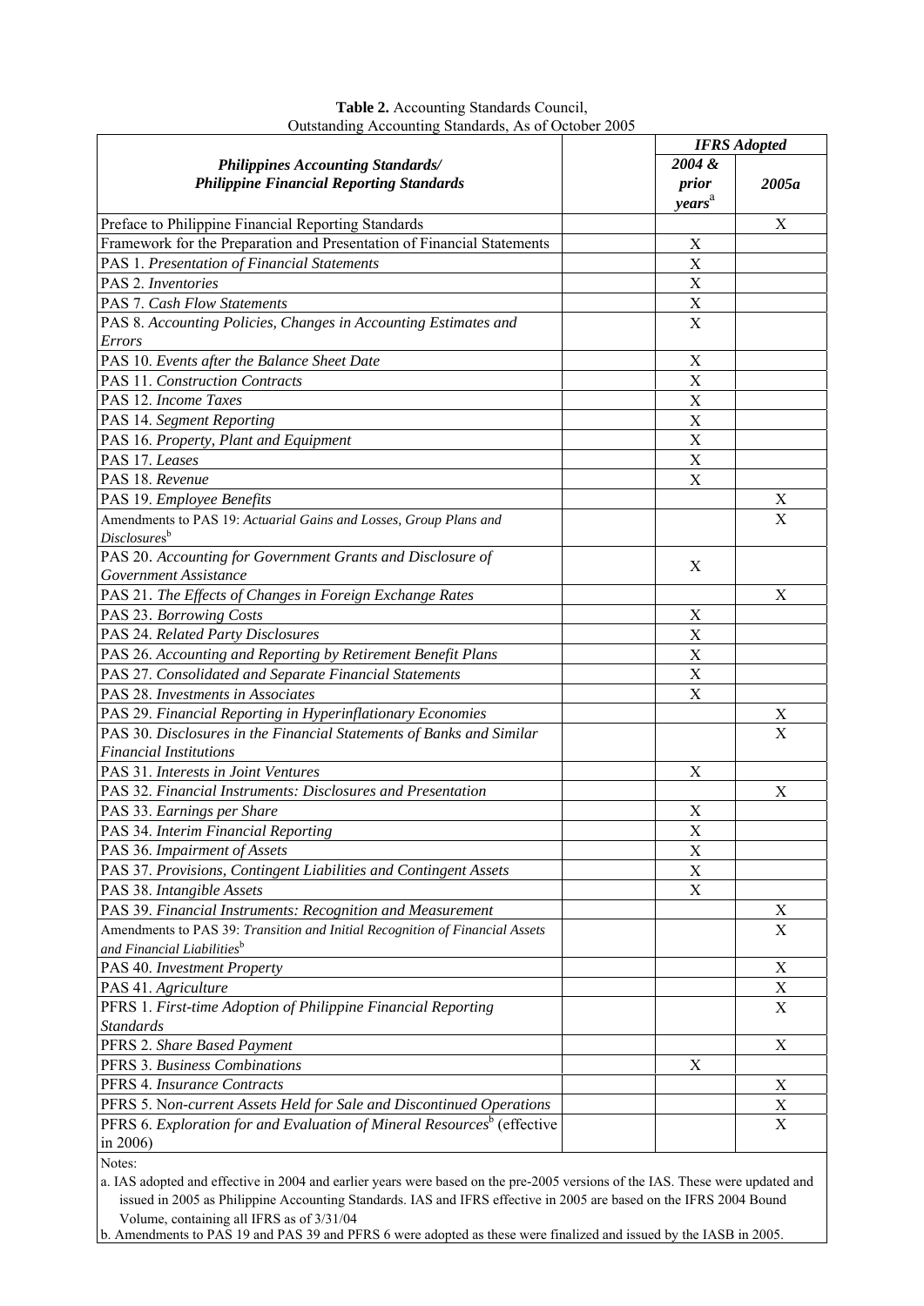**Table 2.** Accounting Standards Council, Outstanding Accounting Standards, As of October 2005

| *Philippines Accounting Standards/ Philippine Financial Reporting Standards* | | *IFRS Adopted* | |
|---|---|---|---|
| | | *2004 & prior years*[a] | *2005a* |
| Preface to Philippine Financial Reporting Standards | | | X |
| Framework for the Preparation and Presentation of Financial Statements | | X | |
| PAS 1. *Presentation of Financial Statements* | | X | |
| PAS 2. *Inventories* | | X | |
| PAS 7. *Cash Flow Statements* | | X | |
| PAS 8. *Accounting Policies, Changes in Accounting Estimates and Errors* | | X | |
| PAS 10. *Events after the Balance Sheet Date* | | X | |
| PAS 11. *Construction Contracts* | | X | |
| PAS 12. *Income Taxes* | | X | |
| PAS 14. *Segment Reporting* | | X | |
| PAS 16. *Property, Plant and Equipment* | | X | |
| PAS 17. *Leases* | | X | |
| PAS 18. *Revenue* | | X | |
| PAS 19. *Employee Benefits* | | | X |
| Amendments to PAS 19: *Actuarial Gains and Losses, Group Plans and Disclosures*[b] | | | X |
| PAS 20. *Accounting for Government Grants and Disclosure of Government Assistance* | | X | |
| PAS 21. *The Effects of Changes in Foreign Exchange Rates* | | | X |
| PAS 23. *Borrowing Costs* | | X | |
| PAS 24. *Related Party Disclosures* | | X | |
| PAS 26. *Accounting and Reporting by Retirement Benefit Plans* | | X | |
| PAS 27. *Consolidated and Separate Financial Statements* | | X | |
| PAS 28. *Investments in Associates* | | X | |
| PAS 29. *Financial Reporting in Hyperinflationary Economies* | | | X |
| PAS 30. *Disclosures in the Financial Statements of Banks and Similar Financial Institutions* | | | X |
| PAS 31. *Interests in Joint Ventures* | | X | |
| PAS 32. *Financial Instruments: Disclosures and Presentation* | | | X |
| PAS 33. *Earnings per Share* | | X | |
| PAS 34. *Interim Financial Reporting* | | X | |
| PAS 36. *Impairment of Assets* | | X | |
| PAS 37. *Provisions, Contingent Liabilities and Contingent Assets* | | X | |
| PAS 38. *Intangible Assets* | | X | |
| PAS 39. *Financial Instruments: Recognition and Measurement* | | | X |
| Amendments to PAS 39: *Transition and Initial Recognition of Financial Assets and Financial Liabilities*[b] | | | X |
| PAS 40. *Investment Property* | | | X |
| PAS 41. *Agriculture* | | | X |
| PFRS 1. *First-time Adoption of Philippine Financial Reporting Standards* | | | X |
| PFRS 2. *Share Based Payment* | | | X |
| PFRS 3. *Business Combinations* | | X | |
| PFRS 4. *Insurance Contracts* | | | X |
| PFRS 5. *Non-current Assets Held for Sale and Discontinued Operations* | | | X |
| PFRS 6. *Exploration for and Evaluation of Mineral Resources*[b] (effective in 2006) | | | X |

Notes:

a. IAS adopted and effective in 2004 and earlier years were based on the pre-2005 versions of the IAS. These were updated and issued in 2005 as Philippine Accounting Standards. IAS and IFRS effective in 2005 are based on the IFRS 2004 Bound Volume, containing all IFRS as of 3/31/04

b. Amendments to PAS 19 and PAS 39 and PFRS 6 were adopted as these were finalized and issued by the IASB in 2005.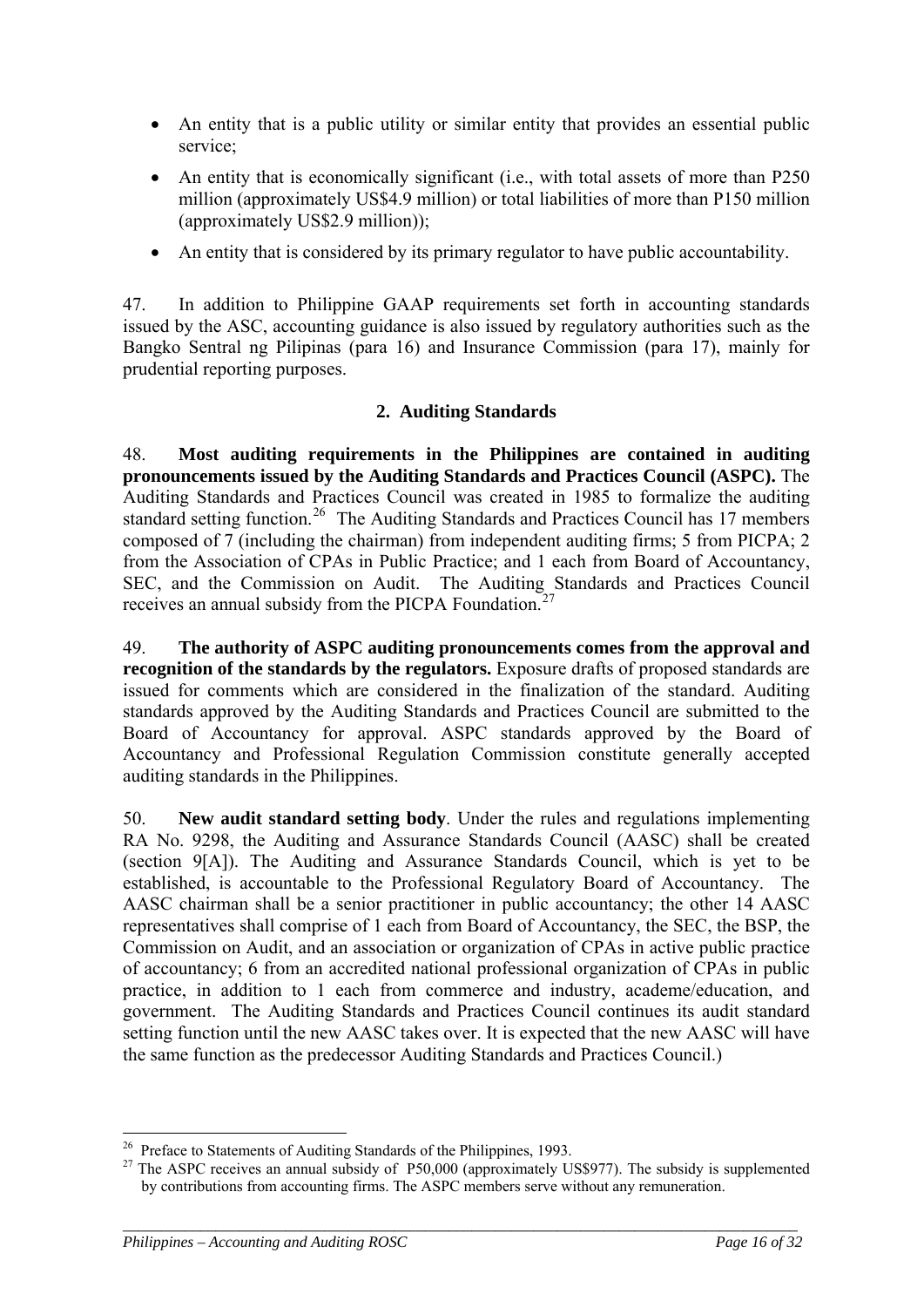- An entity that is a public utility or similar entity that provides an essential public service;
- An entity that is economically significant (i.e., with total assets of more than P250 million (approximately US$4.9 million) or total liabilities of more than P150 million (approximately US$2.9 million));
- An entity that is considered by its primary regulator to have public accountability.

47. In addition to Philippine GAAP requirements set forth in accounting standards issued by the ASC, accounting guidance is also issued by regulatory authorities such as the Bangko Sentral ng Pilipinas (para 16) and Insurance Commission (para 17), mainly for prudential reporting purposes.

### 2. Auditing Standards

48. **Most auditing requirements in the Philippines are contained in auditing pronouncements issued by the Auditing Standards and Practices Council (ASPC).** The Auditing Standards and Practices Council was created in 1985 to formalize the auditing standard setting function.[26] The Auditing Standards and Practices Council has 17 members composed of 7 (including the chairman) from independent auditing firms; 5 from PICPA; 2 from the Association of CPAs in Public Practice; and 1 each from Board of Accountancy, SEC, and the Commission on Audit. The Auditing Standards and Practices Council receives an annual subsidy from the PICPA Foundation.[27]

49. **The authority of ASPC auditing pronouncements comes from the approval and recognition of the standards by the regulators.** Exposure drafts of proposed standards are issued for comments which are considered in the finalization of the standard. Auditing standards approved by the Auditing Standards and Practices Council are submitted to the Board of Accountancy for approval. ASPC standards approved by the Board of Accountancy and Professional Regulation Commission constitute generally accepted auditing standards in the Philippines.

50. **New audit standard setting body**. Under the rules and regulations implementing RA No. 9298, the Auditing and Assurance Standards Council (AASC) shall be created (section 9[A]). The Auditing and Assurance Standards Council, which is yet to be established, is accountable to the Professional Regulatory Board of Accountancy. The AASC chairman shall be a senior practitioner in public accountancy; the other 14 AASC representatives shall comprise of 1 each from Board of Accountancy, the SEC, the BSP, the Commission on Audit, and an association or organization of CPAs in active public practice of accountancy; 6 from an accredited national professional organization of CPAs in public practice, in addition to 1 each from commerce and industry, academe/education, and government. The Auditing Standards and Practices Council continues its audit standard setting function until the new AASC takes over. It is expected that the new AASC will have the same function as the predecessor Auditing Standards and Practices Council.)

---

[26] Preface to Statements of Auditing Standards of the Philippines, 1993.

[27] The ASPC receives an annual subsidy of P50,000 (approximately US$977). The subsidy is supplemented by contributions from accounting firms. The ASPC members serve without any remuneration.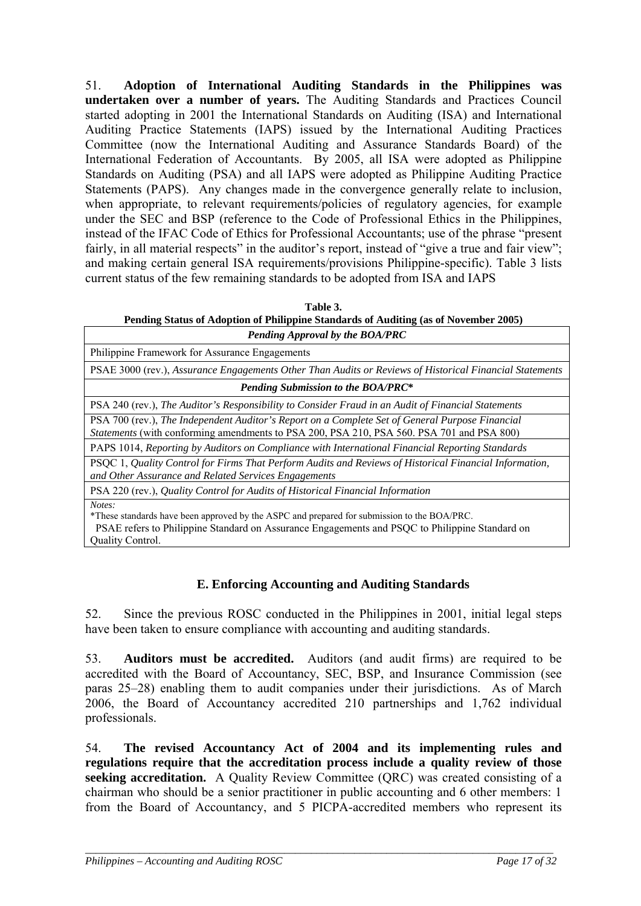51. **Adoption of International Auditing Standards in the Philippines was undertaken over a number of years.** The Auditing Standards and Practices Council started adopting in 2001 the International Standards on Auditing (ISA) and International Auditing Practice Statements (IAPS) issued by the International Auditing Practices Committee (now the International Auditing and Assurance Standards Board) of the International Federation of Accountants. By 2005, all ISA were adopted as Philippine Standards on Auditing (PSA) and all IAPS were adopted as Philippine Auditing Practice Statements (PAPS). Any changes made in the convergence generally relate to inclusion, when appropriate, to relevant requirements/policies of regulatory agencies, for example under the SEC and BSP (reference to the Code of Professional Ethics in the Philippines, instead of the IFAC Code of Ethics for Professional Accountants; use of the phrase "present fairly, in all material respects" in the auditor's report, instead of "give a true and fair view"; and making certain general ISA requirements/provisions Philippine-specific). Table 3 lists current status of the few remaining standards to be adopted from ISA and IAPS

**Table 3.**
**Pending Status of Adoption of Philippine Standards of Auditing (as of November 2005)**

| ***Pending Approval by the BOA/PRC*** |
|---|
| Philippine Framework for Assurance Engagements |
| PSAE 3000 (rev.), *Assurance Engagements Other Than Audits or Reviews of Historical Financial Statements* |
| ***Pending Submission to the BOA/PRC\**** |
| PSA 240 (rev.), *The Auditor's Responsibility to Consider Fraud in an Audit of Financial Statements* |
| PSA 700 (rev.), *The Independent Auditor's Report on a Complete Set of General Purpose Financial Statements* (with conforming amendments to PSA 200, PSA 210, PSA 560. PSA 701 and PSA 800) |
| PAPS 1014, *Reporting by Auditors on Compliance with International Financial Reporting Standards* |
| PSQC 1, *Quality Control for Firms That Perform Audits and Reviews of Historical Financial Information, and Other Assurance and Related Services Engagements* |
| PSA 220 (rev.), *Quality Control for Audits of Historical Financial Information* |
| *Notes:* *These standards have been approved by the ASPC and prepared for submission to the BOA/PRC. PSAE refers to Philippine Standard on Assurance Engagements and PSQC to Philippine Standard on Quality Control. |

## E. Enforcing Accounting and Auditing Standards

52. Since the previous ROSC conducted in the Philippines in 2001, initial legal steps have been taken to ensure compliance with accounting and auditing standards.

53. **Auditors must be accredited.** Auditors (and audit firms) are required to be accredited with the Board of Accountancy, SEC, BSP, and Insurance Commission (see paras 25–28) enabling them to audit companies under their jurisdictions. As of March 2006, the Board of Accountancy accredited 210 partnerships and 1,762 individual professionals.

54. **The revised Accountancy Act of 2004 and its implementing rules and regulations require that the accreditation process include a quality review of those seeking accreditation.** A Quality Review Committee (QRC) was created consisting of a chairman who should be a senior practitioner in public accounting and 6 other members: 1 from the Board of Accountancy, and 5 PICPA-accredited members who represent its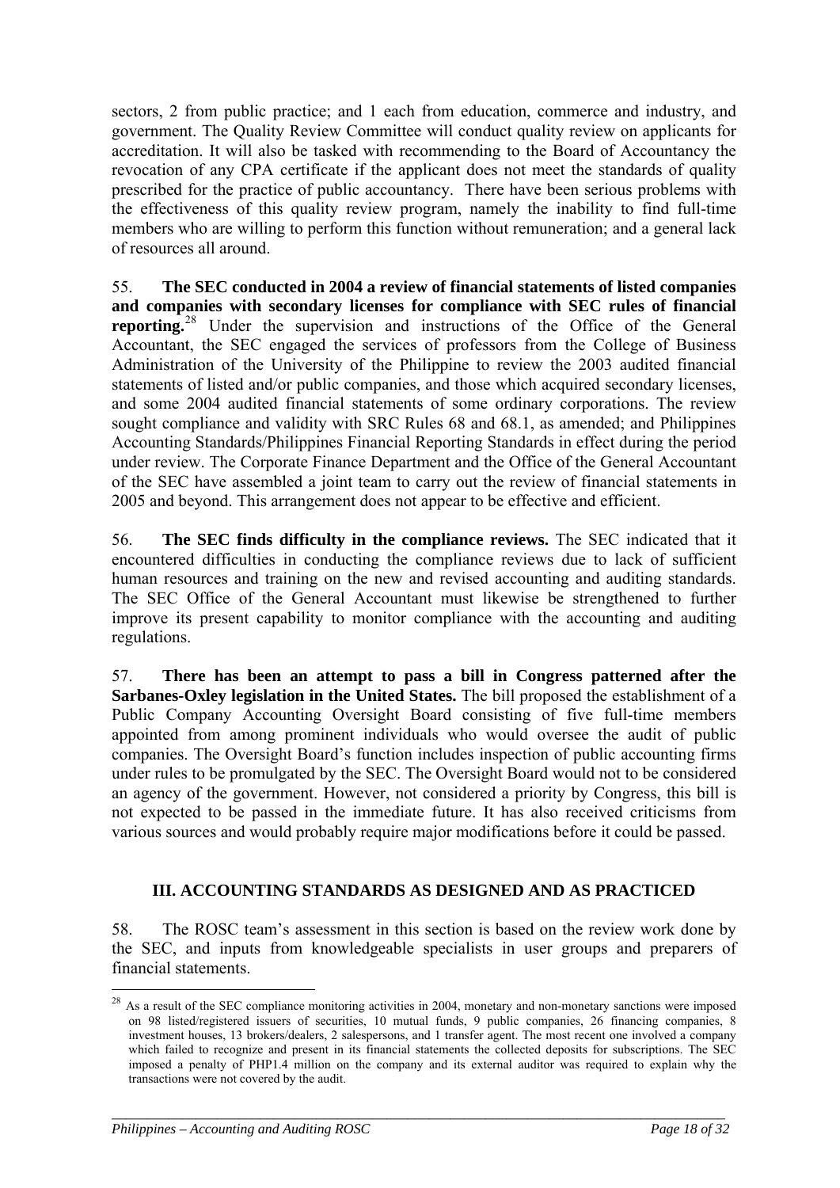sectors, 2 from public practice; and 1 each from education, commerce and industry, and government. The Quality Review Committee will conduct quality review on applicants for accreditation. It will also be tasked with recommending to the Board of Accountancy the revocation of any CPA certificate if the applicant does not meet the standards of quality prescribed for the practice of public accountancy. There have been serious problems with the effectiveness of this quality review program, namely the inability to find full-time members who are willing to perform this function without remuneration; and a general lack of resources all around.

55. **The SEC conducted in 2004 a review of financial statements of listed companies and companies with secondary licenses for compliance with SEC rules of financial reporting.**[28] Under the supervision and instructions of the Office of the General Accountant, the SEC engaged the services of professors from the College of Business Administration of the University of the Philippine to review the 2003 audited financial statements of listed and/or public companies, and those which acquired secondary licenses, and some 2004 audited financial statements of some ordinary corporations. The review sought compliance and validity with SRC Rules 68 and 68.1, as amended; and Philippines Accounting Standards/Philippines Financial Reporting Standards in effect during the period under review. The Corporate Finance Department and the Office of the General Accountant of the SEC have assembled a joint team to carry out the review of financial statements in 2005 and beyond. This arrangement does not appear to be effective and efficient.

56. **The SEC finds difficulty in the compliance reviews.** The SEC indicated that it encountered difficulties in conducting the compliance reviews due to lack of sufficient human resources and training on the new and revised accounting and auditing standards. The SEC Office of the General Accountant must likewise be strengthened to further improve its present capability to monitor compliance with the accounting and auditing regulations.

57. **There has been an attempt to pass a bill in Congress patterned after the Sarbanes-Oxley legislation in the United States.** The bill proposed the establishment of a Public Company Accounting Oversight Board consisting of five full-time members appointed from among prominent individuals who would oversee the audit of public companies. The Oversight Board's function includes inspection of public accounting firms under rules to be promulgated by the SEC. The Oversight Board would not to be considered an agency of the government. However, not considered a priority by Congress, this bill is not expected to be passed in the immediate future. It has also received criticisms from various sources and would probably require major modifications before it could be passed.

## III. ACCOUNTING STANDARDS AS DESIGNED AND AS PRACTICED

58. The ROSC team's assessment in this section is based on the review work done by the SEC, and inputs from knowledgeable specialists in user groups and preparers of financial statements.

---

[28] As a result of the SEC compliance monitoring activities in 2004, monetary and non-monetary sanctions were imposed on 98 listed/registered issuers of securities, 10 mutual funds, 9 public companies, 26 financing companies, 8 investment houses, 13 brokers/dealers, 2 salespersons, and 1 transfer agent. The most recent one involved a company which failed to recognize and present in its financial statements the collected deposits for subscriptions. The SEC imposed a penalty of PHP1.4 million on the company and its external auditor was required to explain why the transactions were not covered by the audit.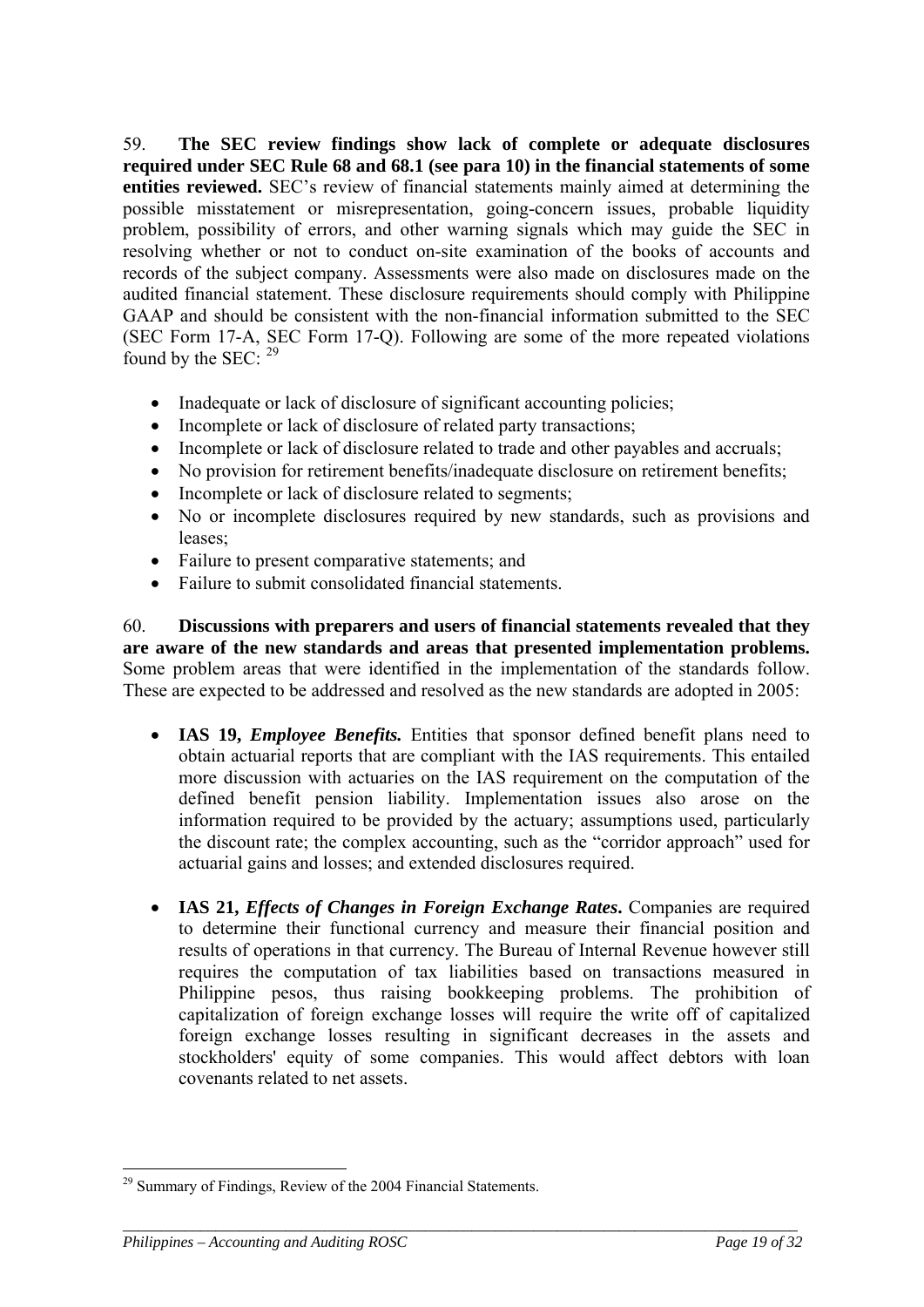59. **The SEC review findings show lack of complete or adequate disclosures required under SEC Rule 68 and 68.1 (see para 10) in the financial statements of some entities reviewed.** SEC's review of financial statements mainly aimed at determining the possible misstatement or misrepresentation, going-concern issues, probable liquidity problem, possibility of errors, and other warning signals which may guide the SEC in resolving whether or not to conduct on-site examination of the books of accounts and records of the subject company. Assessments were also made on disclosures made on the audited financial statement. These disclosure requirements should comply with Philippine GAAP and should be consistent with the non-financial information submitted to the SEC (SEC Form 17-A, SEC Form 17-Q). Following are some of the more repeated violations found by the SEC: [29]

- Inadequate or lack of disclosure of significant accounting policies;
- Incomplete or lack of disclosure of related party transactions;
- Incomplete or lack of disclosure related to trade and other payables and accruals;
- No provision for retirement benefits/inadequate disclosure on retirement benefits;
- Incomplete or lack of disclosure related to segments;
- No or incomplete disclosures required by new standards, such as provisions and leases;
- Failure to present comparative statements; and
- Failure to submit consolidated financial statements.

60. **Discussions with preparers and users of financial statements revealed that they are aware of the new standards and areas that presented implementation problems.** Some problem areas that were identified in the implementation of the standards follow. These are expected to be addressed and resolved as the new standards are adopted in 2005:

- **IAS 19, *Employee Benefits.*** Entities that sponsor defined benefit plans need to obtain actuarial reports that are compliant with the IAS requirements. This entailed more discussion with actuaries on the IAS requirement on the computation of the defined benefit pension liability. Implementation issues also arose on the information required to be provided by the actuary; assumptions used, particularly the discount rate; the complex accounting, such as the "corridor approach" used for actuarial gains and losses; and extended disclosures required.

- **IAS 21, *Effects of Changes in Foreign Exchange Rates*.** Companies are required to determine their functional currency and measure their financial position and results of operations in that currency. The Bureau of Internal Revenue however still requires the computation of tax liabilities based on transactions measured in Philippine pesos, thus raising bookkeeping problems. The prohibition of capitalization of foreign exchange losses will require the write off of capitalized foreign exchange losses resulting in significant decreases in the assets and stockholders' equity of some companies. This would affect debtors with loan covenants related to net assets.

[29] Summary of Findings, Review of the 2004 Financial Statements.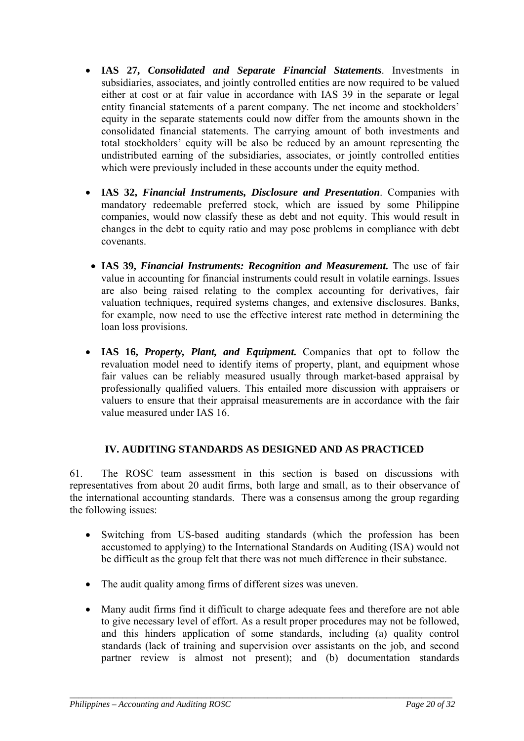- **IAS 27, *Consolidated and Separate Financial Statements***. Investments in subsidiaries, associates, and jointly controlled entities are now required to be valued either at cost or at fair value in accordance with IAS 39 in the separate or legal entity financial statements of a parent company. The net income and stockholders' equity in the separate statements could now differ from the amounts shown in the consolidated financial statements. The carrying amount of both investments and total stockholders' equity will be also be reduced by an amount representing the undistributed earning of the subsidiaries, associates, or jointly controlled entities which were previously included in these accounts under the equity method.

- **IAS 32, *Financial Instruments, Disclosure and Presentation***. Companies with mandatory redeemable preferred stock, which are issued by some Philippine companies, would now classify these as debt and not equity. This would result in changes in the debt to equity ratio and may pose problems in compliance with debt covenants.

- **IAS 39, *Financial Instruments: Recognition and Measurement.*** The use of fair value in accounting for financial instruments could result in volatile earnings. Issues are also being raised relating to the complex accounting for derivatives, fair valuation techniques, required systems changes, and extensive disclosures. Banks, for example, now need to use the effective interest rate method in determining the loan loss provisions.

- **IAS 16, *Property, Plant, and Equipment.*** Companies that opt to follow the revaluation model need to identify items of property, plant, and equipment whose fair values can be reliably measured usually through market-based appraisal by professionally qualified valuers. This entailed more discussion with appraisers or valuers to ensure that their appraisal measurements are in accordance with the fair value measured under IAS 16.

## IV. AUDITING STANDARDS AS DESIGNED AND AS PRACTICED

61. The ROSC team assessment in this section is based on discussions with representatives from about 20 audit firms, both large and small, as to their observance of the international accounting standards. There was a consensus among the group regarding the following issues:

- Switching from US-based auditing standards (which the profession has been accustomed to applying) to the International Standards on Auditing (ISA) would not be difficult as the group felt that there was not much difference in their substance.

- The audit quality among firms of different sizes was uneven.

- Many audit firms find it difficult to charge adequate fees and therefore are not able to give necessary level of effort. As a result proper procedures may not be followed, and this hinders application of some standards, including (a) quality control standards (lack of training and supervision over assistants on the job, and second partner review is almost not present); and (b) documentation standards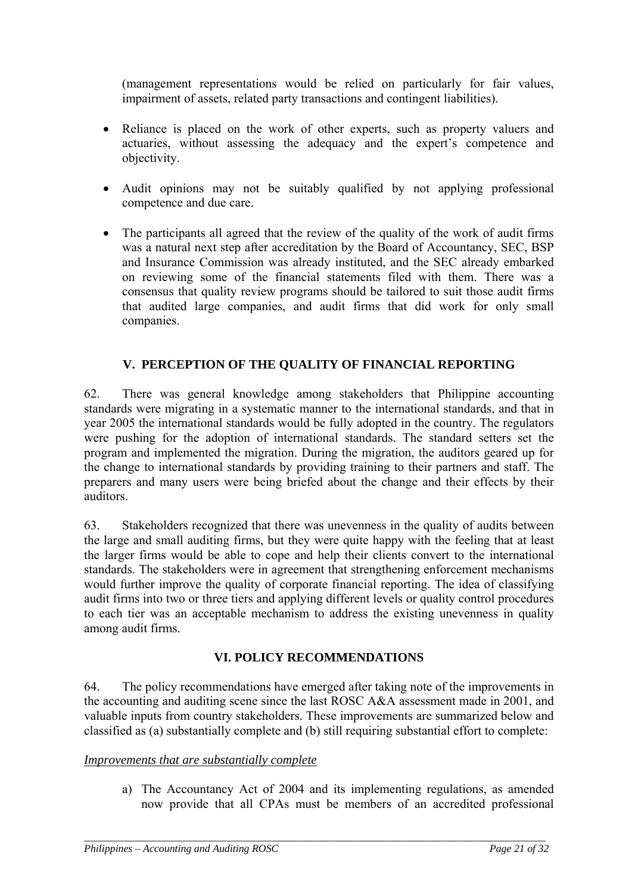(management representations would be relied on particularly for fair values, impairment of assets, related party transactions and contingent liabilities).

- Reliance is placed on the work of other experts, such as property valuers and actuaries, without assessing the adequacy and the expert's competence and objectivity.
- Audit opinions may not be suitably qualified by not applying professional competence and due care.
- The participants all agreed that the review of the quality of the work of audit firms was a natural next step after accreditation by the Board of Accountancy, SEC, BSP and Insurance Commission was already instituted, and the SEC already embarked on reviewing some of the financial statements filed with them. There was a consensus that quality review programs should be tailored to suit those audit firms that audited large companies, and audit firms that did work for only small companies.

## V. PERCEPTION OF THE QUALITY OF FINANCIAL REPORTING

62. There was general knowledge among stakeholders that Philippine accounting standards were migrating in a systematic manner to the international standards, and that in year 2005 the international standards would be fully adopted in the country. The regulators were pushing for the adoption of international standards. The standard setters set the program and implemented the migration. During the migration, the auditors geared up for the change to international standards by providing training to their partners and staff. The preparers and many users were being briefed about the change and their effects by their auditors.

63. Stakeholders recognized that there was unevenness in the quality of audits between the large and small auditing firms, but they were quite happy with the feeling that at least the larger firms would be able to cope and help their clients convert to the international standards. The stakeholders were in agreement that strengthening enforcement mechanisms would further improve the quality of corporate financial reporting. The idea of classifying audit firms into two or three tiers and applying different levels or quality control procedures to each tier was an acceptable mechanism to address the existing unevenness in quality among audit firms.

## VI. POLICY RECOMMENDATIONS

64. The policy recommendations have emerged after taking note of the improvements in the accounting and auditing scene since the last ROSC A&A assessment made in 2001, and valuable inputs from country stakeholders. These improvements are summarized below and classified as (a) substantially complete and (b) still requiring substantial effort to complete:

*Improvements that are substantially complete*

a) The Accountancy Act of 2004 and its implementing regulations, as amended now provide that all CPAs must be members of an accredited professional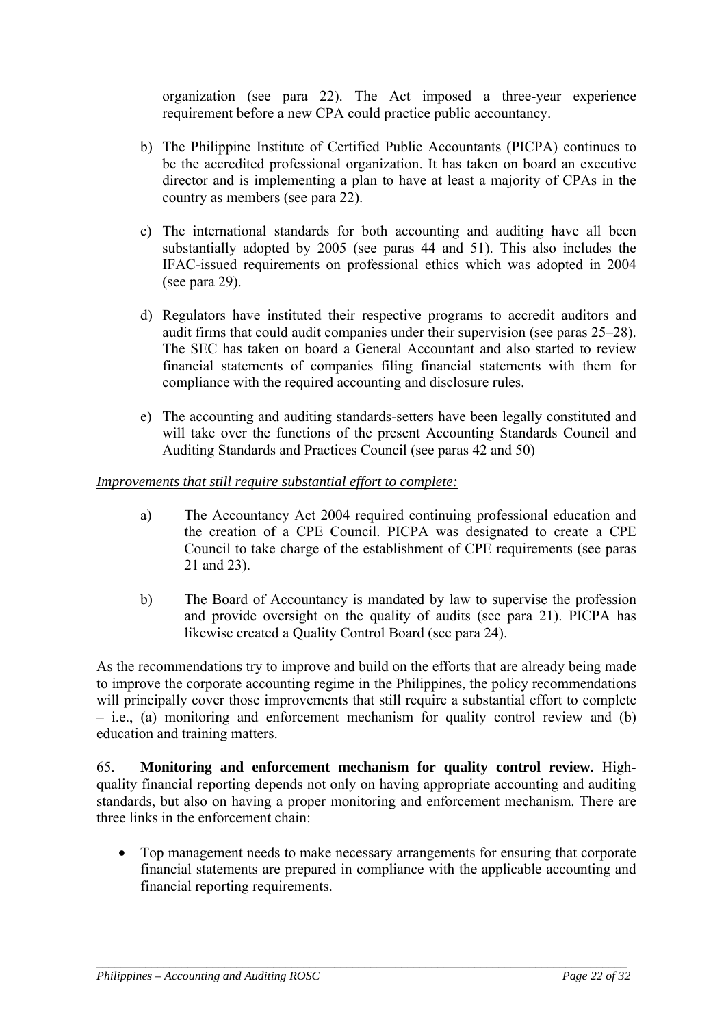organization (see para 22). The Act imposed a three-year experience requirement before a new CPA could practice public accountancy.

b) The Philippine Institute of Certified Public Accountants (PICPA) continues to be the accredited professional organization. It has taken on board an executive director and is implementing a plan to have at least a majority of CPAs in the country as members (see para 22).

c) The international standards for both accounting and auditing have all been substantially adopted by 2005 (see paras 44 and 51). This also includes the IFAC-issued requirements on professional ethics which was adopted in 2004 (see para 29).

d) Regulators have instituted their respective programs to accredit auditors and audit firms that could audit companies under their supervision (see paras 25–28). The SEC has taken on board a General Accountant and also started to review financial statements of companies filing financial statements with them for compliance with the required accounting and disclosure rules.

e) The accounting and auditing standards-setters have been legally constituted and will take over the functions of the present Accounting Standards Council and Auditing Standards and Practices Council (see paras 42 and 50)

*Improvements that still require substantial effort to complete:*

a) The Accountancy Act 2004 required continuing professional education and the creation of a CPE Council. PICPA was designated to create a CPE Council to take charge of the establishment of CPE requirements (see paras 21 and 23).

b) The Board of Accountancy is mandated by law to supervise the profession and provide oversight on the quality of audits (see para 21). PICPA has likewise created a Quality Control Board (see para 24).

As the recommendations try to improve and build on the efforts that are already being made to improve the corporate accounting regime in the Philippines, the policy recommendations will principally cover those improvements that still require a substantial effort to complete – i.e., (a) monitoring and enforcement mechanism for quality control review and (b) education and training matters.

65. **Monitoring and enforcement mechanism for quality control review.** High-quality financial reporting depends not only on having appropriate accounting and auditing standards, but also on having a proper monitoring and enforcement mechanism. There are three links in the enforcement chain:

- Top management needs to make necessary arrangements for ensuring that corporate financial statements are prepared in compliance with the applicable accounting and financial reporting requirements.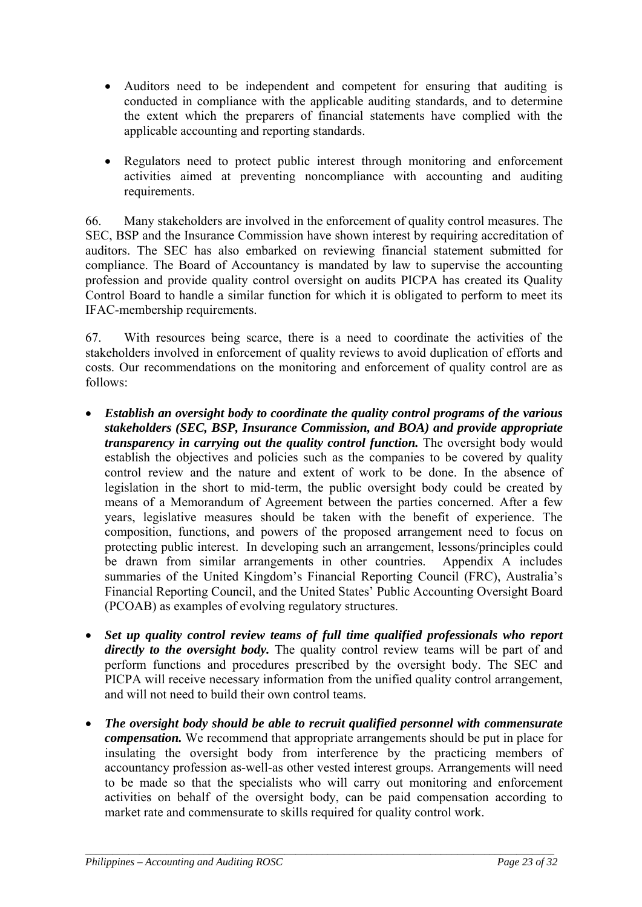- Auditors need to be independent and competent for ensuring that auditing is conducted in compliance with the applicable auditing standards, and to determine the extent which the preparers of financial statements have complied with the applicable accounting and reporting standards.

- Regulators need to protect public interest through monitoring and enforcement activities aimed at preventing noncompliance with accounting and auditing requirements.

66. Many stakeholders are involved in the enforcement of quality control measures. The SEC, BSP and the Insurance Commission have shown interest by requiring accreditation of auditors. The SEC has also embarked on reviewing financial statement submitted for compliance. The Board of Accountancy is mandated by law to supervise the accounting profession and provide quality control oversight on audits PICPA has created its Quality Control Board to handle a similar function for which it is obligated to perform to meet its IFAC-membership requirements.

67. With resources being scarce, there is a need to coordinate the activities of the stakeholders involved in enforcement of quality reviews to avoid duplication of efforts and costs. Our recommendations on the monitoring and enforcement of quality control are as follows:

- ***Establish an oversight body to coordinate the quality control programs of the various stakeholders (SEC, BSP, Insurance Commission, and BOA) and provide appropriate transparency in carrying out the quality control function.*** The oversight body would establish the objectives and policies such as the companies to be covered by quality control review and the nature and extent of work to be done. In the absence of legislation in the short to mid-term, the public oversight body could be created by means of a Memorandum of Agreement between the parties concerned. After a few years, legislative measures should be taken with the benefit of experience. The composition, functions, and powers of the proposed arrangement need to focus on protecting public interest. In developing such an arrangement, lessons/principles could be drawn from similar arrangements in other countries. Appendix A includes summaries of the United Kingdom's Financial Reporting Council (FRC), Australia's Financial Reporting Council, and the United States' Public Accounting Oversight Board (PCOAB) as examples of evolving regulatory structures.

- ***Set up quality control review teams of full time qualified professionals who report directly to the oversight body.*** The quality control review teams will be part of and perform functions and procedures prescribed by the oversight body. The SEC and PICPA will receive necessary information from the unified quality control arrangement, and will not need to build their own control teams.

- ***The oversight body should be able to recruit qualified personnel with commensurate compensation.*** We recommend that appropriate arrangements should be put in place for insulating the oversight body from interference by the practicing members of accountancy profession as-well-as other vested interest groups. Arrangements will need to be made so that the specialists who will carry out monitoring and enforcement activities on behalf of the oversight body, can be paid compensation according to market rate and commensurate to skills required for quality control work.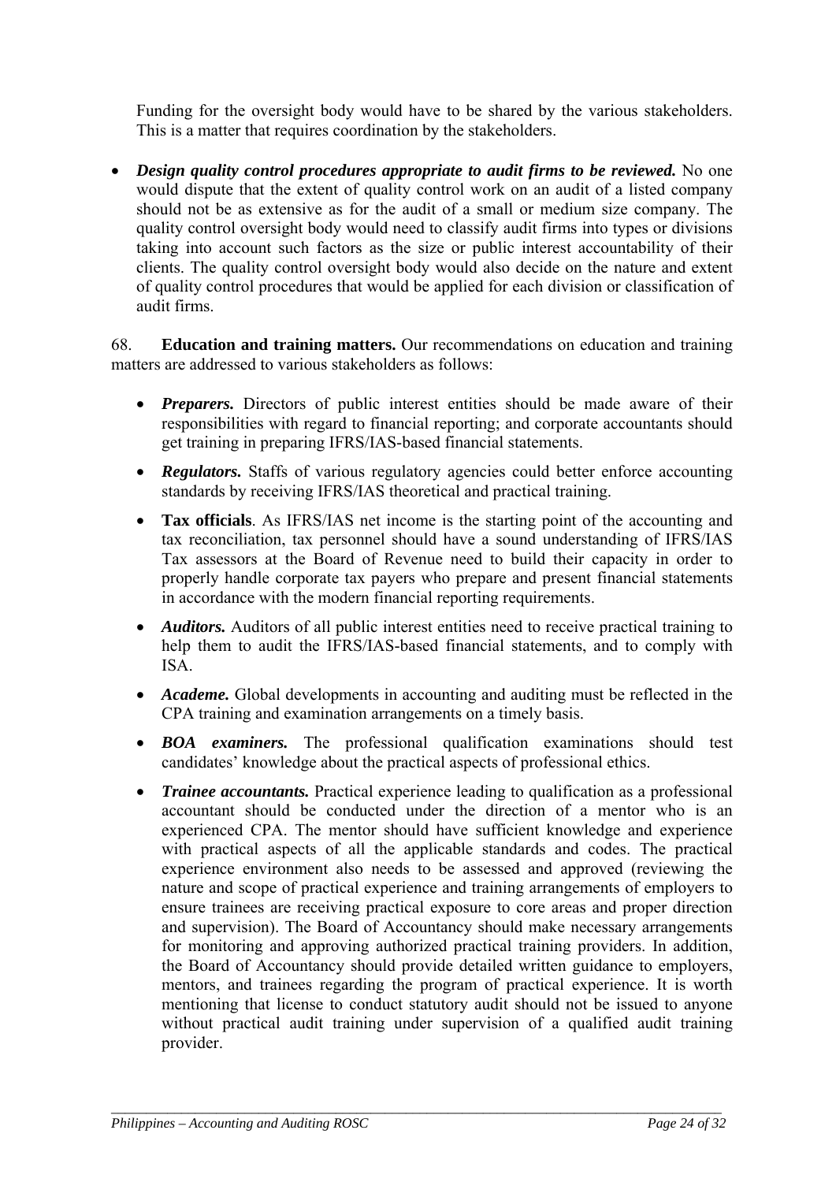Funding for the oversight body would have to be shared by the various stakeholders. This is a matter that requires coordination by the stakeholders.

- ***Design quality control procedures appropriate to audit firms to be reviewed.*** No one would dispute that the extent of quality control work on an audit of a listed company should not be as extensive as for the audit of a small or medium size company. The quality control oversight body would need to classify audit firms into types or divisions taking into account such factors as the size or public interest accountability of their clients. The quality control oversight body would also decide on the nature and extent of quality control procedures that would be applied for each division or classification of audit firms.

68. **Education and training matters.** Our recommendations on education and training matters are addressed to various stakeholders as follows:

- ***Preparers.*** Directors of public interest entities should be made aware of their responsibilities with regard to financial reporting; and corporate accountants should get training in preparing IFRS/IAS-based financial statements.
- ***Regulators.*** Staffs of various regulatory agencies could better enforce accounting standards by receiving IFRS/IAS theoretical and practical training.
- **Tax officials**. As IFRS/IAS net income is the starting point of the accounting and tax reconciliation, tax personnel should have a sound understanding of IFRS/IAS Tax assessors at the Board of Revenue need to build their capacity in order to properly handle corporate tax payers who prepare and present financial statements in accordance with the modern financial reporting requirements.
- ***Auditors.*** Auditors of all public interest entities need to receive practical training to help them to audit the IFRS/IAS-based financial statements, and to comply with ISA.
- ***Academe.*** Global developments in accounting and auditing must be reflected in the CPA training and examination arrangements on a timely basis.
- ***BOA examiners.*** The professional qualification examinations should test candidates' knowledge about the practical aspects of professional ethics.
- ***Trainee accountants.*** Practical experience leading to qualification as a professional accountant should be conducted under the direction of a mentor who is an experienced CPA. The mentor should have sufficient knowledge and experience with practical aspects of all the applicable standards and codes. The practical experience environment also needs to be assessed and approved (reviewing the nature and scope of practical experience and training arrangements of employers to ensure trainees are receiving practical exposure to core areas and proper direction and supervision). The Board of Accountancy should make necessary arrangements for monitoring and approving authorized practical training providers. In addition, the Board of Accountancy should provide detailed written guidance to employers, mentors, and trainees regarding the program of practical experience. It is worth mentioning that license to conduct statutory audit should not be issued to anyone without practical audit training under supervision of a qualified audit training provider.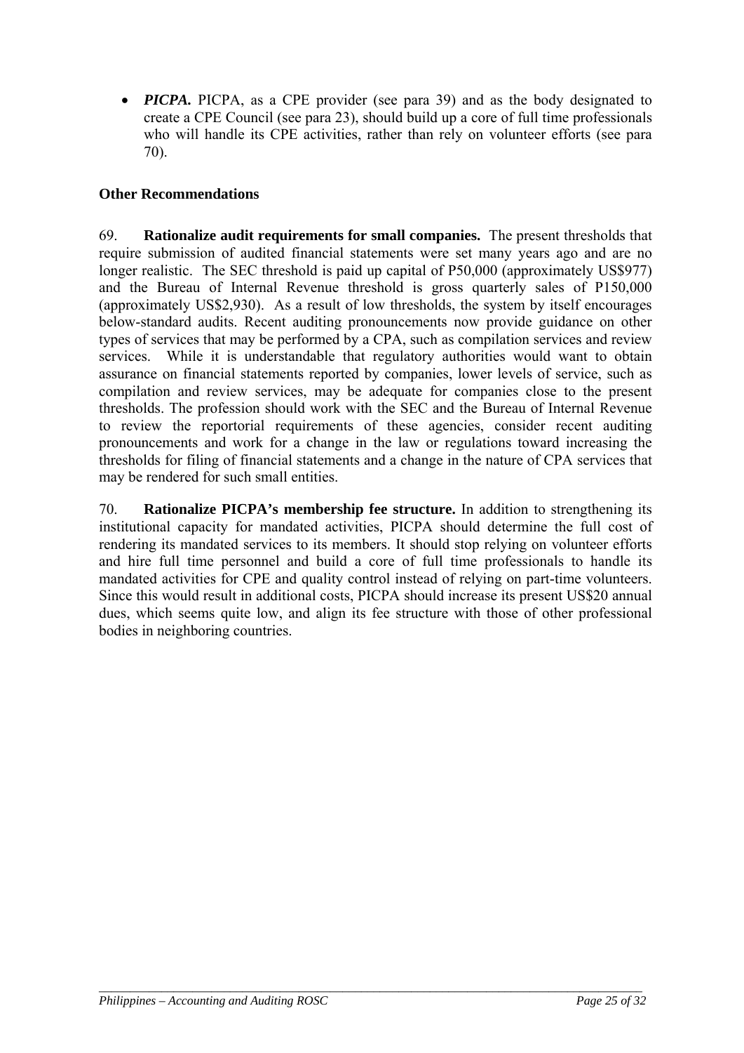- ***PICPA.*** PICPA, as a CPE provider (see para 39) and as the body designated to create a CPE Council (see para 23), should build up a core of full time professionals who will handle its CPE activities, rather than rely on volunteer efforts (see para 70).

**Other Recommendations**

69. **Rationalize audit requirements for small companies.** The present thresholds that require submission of audited financial statements were set many years ago and are no longer realistic. The SEC threshold is paid up capital of P50,000 (approximately US$977) and the Bureau of Internal Revenue threshold is gross quarterly sales of P150,000 (approximately US$2,930). As a result of low thresholds, the system by itself encourages below-standard audits. Recent auditing pronouncements now provide guidance on other types of services that may be performed by a CPA, such as compilation services and review services. While it is understandable that regulatory authorities would want to obtain assurance on financial statements reported by companies, lower levels of service, such as compilation and review services, may be adequate for companies close to the present thresholds. The profession should work with the SEC and the Bureau of Internal Revenue to review the reportorial requirements of these agencies, consider recent auditing pronouncements and work for a change in the law or regulations toward increasing the thresholds for filing of financial statements and a change in the nature of CPA services that may be rendered for such small entities.

70. **Rationalize PICPA's membership fee structure.** In addition to strengthening its institutional capacity for mandated activities, PICPA should determine the full cost of rendering its mandated services to its members. It should stop relying on volunteer efforts and hire full time personnel and build a core of full time professionals to handle its mandated activities for CPE and quality control instead of relying on part-time volunteers. Since this would result in additional costs, PICPA should increase its present US$20 annual dues, which seems quite low, and align its fee structure with those of other professional bodies in neighboring countries.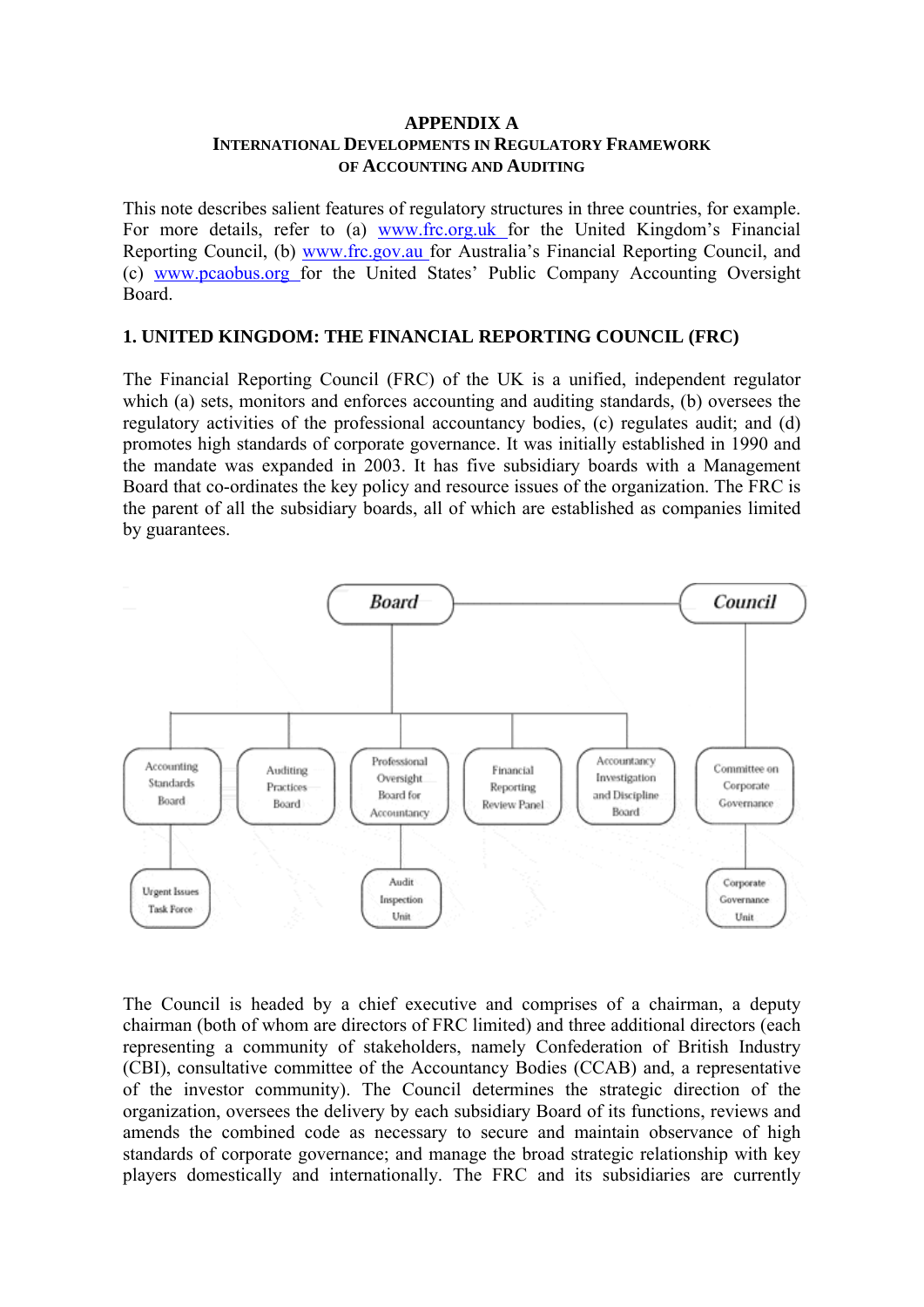**APPENDIX A**

**INTERNATIONAL DEVELOPMENTS IN REGULATORY FRAMEWORK OF ACCOUNTING AND AUDITING**

This note describes salient features of regulatory structures in three countries, for example. For more details, refer to (a) www.frc.org.uk for the United Kingdom's Financial Reporting Council, (b) www.frc.gov.au for Australia's Financial Reporting Council, and (c) www.pcaobus.org for the United States' Public Company Accounting Oversight Board.

## 1. UNITED KINGDOM: THE FINANCIAL REPORTING COUNCIL (FRC)

The Financial Reporting Council (FRC) of the UK is a unified, independent regulator which (a) sets, monitors and enforces accounting and auditing standards, (b) oversees the regulatory activities of the professional accountancy bodies, (c) regulates audit; and (d) promotes high standards of corporate governance. It was initially established in 1990 and the mandate was expanded in 2003. It has five subsidiary boards with a Management Board that co-ordinates the key policy and resource issues of the organization. The FRC is the parent of all the subsidiary boards, all of which are established as companies limited by guarantees.

Board — Council

- Board
  - Accounting Standards Board
    - Urgent Issues Task Force
  - Auditing Practices Board
  - Professional Oversight Board for Accountancy
    - Audit Inspection Unit
  - Financial Reporting Review Panel
  - Accountancy Investigation and Discipline Board
- Council
  - Committee on Corporate Governance
    - Corporate Governance Unit

The Council is headed by a chief executive and comprises of a chairman, a deputy chairman (both of whom are directors of FRC limited) and three additional directors (each representing a community of stakeholders, namely Confederation of British Industry (CBI), consultative committee of the Accountancy Bodies (CCAB) and, a representative of the investor community). The Council determines the strategic direction of the organization, oversees the delivery by each subsidiary Board of its functions, reviews and amends the combined code as necessary to secure and maintain observance of high standards of corporate governance; and manage the broad strategic relationship with key players domestically and internationally. The FRC and its subsidiaries are currently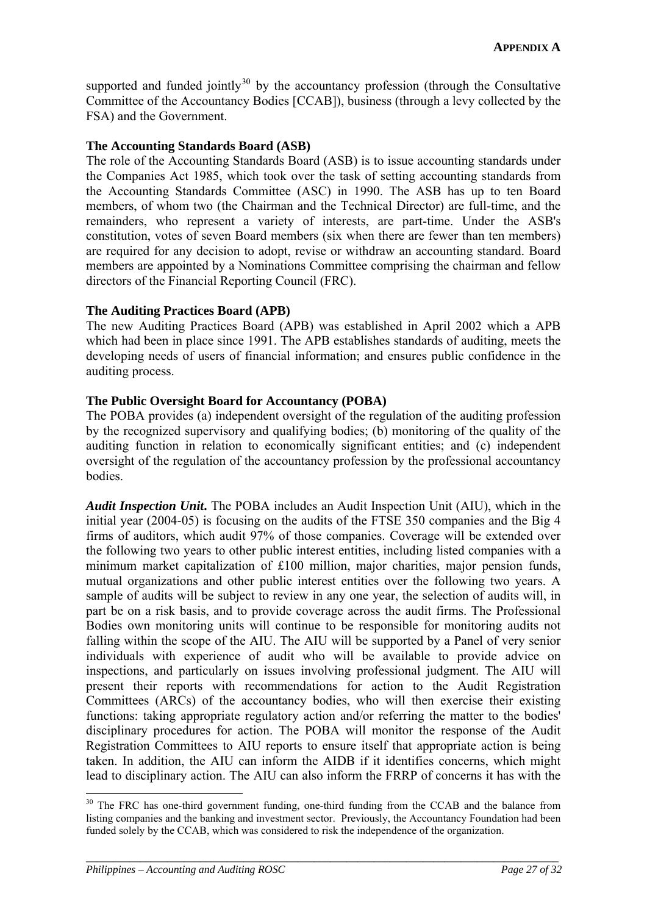supported and funded jointly[30] by the accountancy profession (through the Consultative Committee of the Accountancy Bodies [CCAB]), business (through a levy collected by the FSA) and the Government.

**The Accounting Standards Board (ASB)**

The role of the Accounting Standards Board (ASB) is to issue accounting standards under the Companies Act 1985, which took over the task of setting accounting standards from the Accounting Standards Committee (ASC) in 1990. The ASB has up to ten Board members, of whom two (the Chairman and the Technical Director) are full-time, and the remainders, who represent a variety of interests, are part-time. Under the ASB's constitution, votes of seven Board members (six when there are fewer than ten members) are required for any decision to adopt, revise or withdraw an accounting standard. Board members are appointed by a Nominations Committee comprising the chairman and fellow directors of the Financial Reporting Council (FRC).

**The Auditing Practices Board (APB)**

The new Auditing Practices Board (APB) was established in April 2002 which a APB which had been in place since 1991. The APB establishes standards of auditing, meets the developing needs of users of financial information; and ensures public confidence in the auditing process.

**The Public Oversight Board for Accountancy (POBA)**

The POBA provides (a) independent oversight of the regulation of the auditing profession by the recognized supervisory and qualifying bodies; (b) monitoring of the quality of the auditing function in relation to economically significant entities; and (c) independent oversight of the regulation of the accountancy profession by the professional accountancy bodies.

***Audit Inspection Unit.*** The POBA includes an Audit Inspection Unit (AIU), which in the initial year (2004-05) is focusing on the audits of the FTSE 350 companies and the Big 4 firms of auditors, which audit 97% of those companies. Coverage will be extended over the following two years to other public interest entities, including listed companies with a minimum market capitalization of £100 million, major charities, major pension funds, mutual organizations and other public interest entities over the following two years. A sample of audits will be subject to review in any one year, the selection of audits will, in part be on a risk basis, and to provide coverage across the audit firms. The Professional Bodies own monitoring units will continue to be responsible for monitoring audits not falling within the scope of the AIU. The AIU will be supported by a Panel of very senior individuals with experience of audit who will be available to provide advice on inspections, and particularly on issues involving professional judgment. The AIU will present their reports with recommendations for action to the Audit Registration Committees (ARCs) of the accountancy bodies, who will then exercise their existing functions: taking appropriate regulatory action and/or referring the matter to the bodies' disciplinary procedures for action. The POBA will monitor the response of the Audit Registration Committees to AIU reports to ensure itself that appropriate action is being taken. In addition, the AIU can inform the AIDB if it identifies concerns, which might lead to disciplinary action. The AIU can also inform the FRRP of concerns it has with the

[30] The FRC has one-third government funding, one-third funding from the CCAB and the balance from listing companies and the banking and investment sector. Previously, the Accountancy Foundation had been funded solely by the CCAB, which was considered to risk the independence of the organization.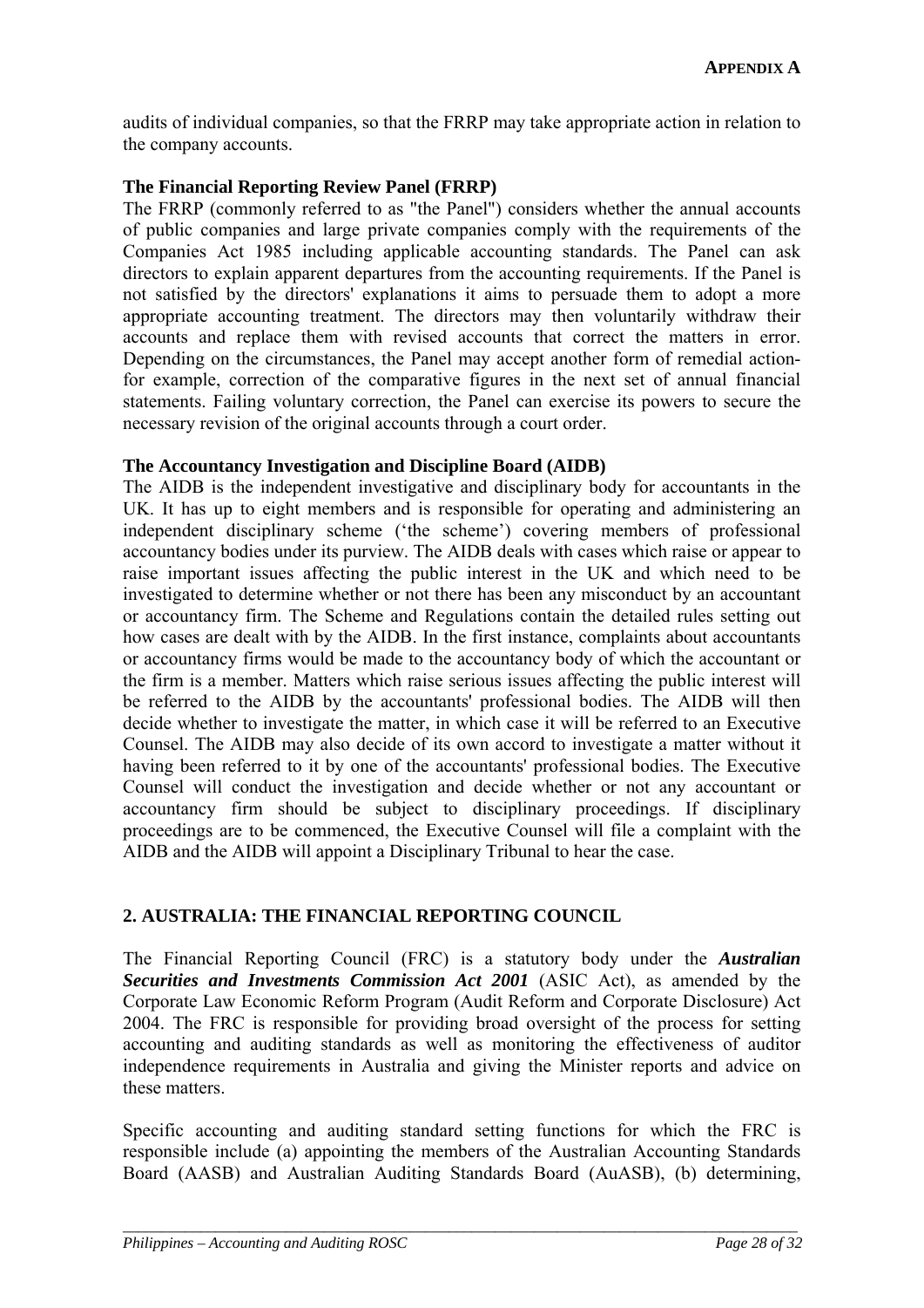audits of individual companies, so that the FRRP may take appropriate action in relation to the company accounts.

**The Financial Reporting Review Panel (FRRP)**

The FRRP (commonly referred to as "the Panel") considers whether the annual accounts of public companies and large private companies comply with the requirements of the Companies Act 1985 including applicable accounting standards. The Panel can ask directors to explain apparent departures from the accounting requirements. If the Panel is not satisfied by the directors' explanations it aims to persuade them to adopt a more appropriate accounting treatment. The directors may then voluntarily withdraw their accounts and replace them with revised accounts that correct the matters in error. Depending on the circumstances, the Panel may accept another form of remedial action- for example, correction of the comparative figures in the next set of annual financial statements. Failing voluntary correction, the Panel can exercise its powers to secure the necessary revision of the original accounts through a court order.

**The Accountancy Investigation and Discipline Board (AIDB)**

The AIDB is the independent investigative and disciplinary body for accountants in the UK. It has up to eight members and is responsible for operating and administering an independent disciplinary scheme ('the scheme') covering members of professional accountancy bodies under its purview. The AIDB deals with cases which raise or appear to raise important issues affecting the public interest in the UK and which need to be investigated to determine whether or not there has been any misconduct by an accountant or accountancy firm. The Scheme and Regulations contain the detailed rules setting out how cases are dealt with by the AIDB. In the first instance, complaints about accountants or accountancy firms would be made to the accountancy body of which the accountant or the firm is a member. Matters which raise serious issues affecting the public interest will be referred to the AIDB by the accountants' professional bodies. The AIDB will then decide whether to investigate the matter, in which case it will be referred to an Executive Counsel. The AIDB may also decide of its own accord to investigate a matter without it having been referred to it by one of the accountants' professional bodies. The Executive Counsel will conduct the investigation and decide whether or not any accountant or accountancy firm should be subject to disciplinary proceedings. If disciplinary proceedings are to be commenced, the Executive Counsel will file a complaint with the AIDB and the AIDB will appoint a Disciplinary Tribunal to hear the case.

## 2. AUSTRALIA: THE FINANCIAL REPORTING COUNCIL

The Financial Reporting Council (FRC) is a statutory body under the ***Australian Securities and Investments Commission Act 2001*** (ASIC Act), as amended by the Corporate Law Economic Reform Program (Audit Reform and Corporate Disclosure) Act 2004. The FRC is responsible for providing broad oversight of the process for setting accounting and auditing standards as well as monitoring the effectiveness of auditor independence requirements in Australia and giving the Minister reports and advice on these matters.

Specific accounting and auditing standard setting functions for which the FRC is responsible include (a) appointing the members of the Australian Accounting Standards Board (AASB) and Australian Auditing Standards Board (AuASB), (b) determining,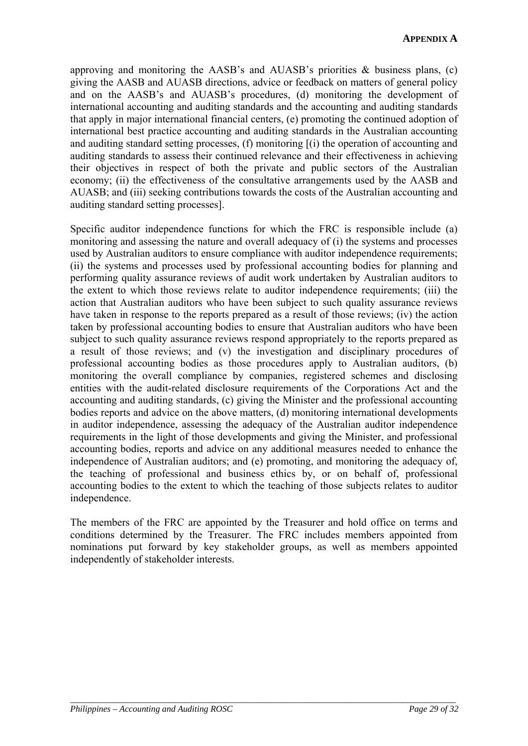approving and monitoring the AASB's and AUASB's priorities & business plans, (c) giving the AASB and AUASB directions, advice or feedback on matters of general policy and on the AASB's and AUASB's procedures, (d) monitoring the development of international accounting and auditing standards and the accounting and auditing standards that apply in major international financial centers, (e) promoting the continued adoption of international best practice accounting and auditing standards in the Australian accounting and auditing standard setting processes, (f) monitoring [(i) the operation of accounting and auditing standards to assess their continued relevance and their effectiveness in achieving their objectives in respect of both the private and public sectors of the Australian economy; (ii) the effectiveness of the consultative arrangements used by the AASB and AUASB; and (iii) seeking contributions towards the costs of the Australian accounting and auditing standard setting processes].

Specific auditor independence functions for which the FRC is responsible include (a) monitoring and assessing the nature and overall adequacy of (i) the systems and processes used by Australian auditors to ensure compliance with auditor independence requirements; (ii) the systems and processes used by professional accounting bodies for planning and performing quality assurance reviews of audit work undertaken by Australian auditors to the extent to which those reviews relate to auditor independence requirements; (iii) the action that Australian auditors who have been subject to such quality assurance reviews have taken in response to the reports prepared as a result of those reviews; (iv) the action taken by professional accounting bodies to ensure that Australian auditors who have been subject to such quality assurance reviews respond appropriately to the reports prepared as a result of those reviews; and (v) the investigation and disciplinary procedures of professional accounting bodies as those procedures apply to Australian auditors, (b) monitoring the overall compliance by companies, registered schemes and disclosing entities with the audit-related disclosure requirements of the Corporations Act and the accounting and auditing standards, (c) giving the Minister and the professional accounting bodies reports and advice on the above matters, (d) monitoring international developments in auditor independence, assessing the adequacy of the Australian auditor independence requirements in the light of those developments and giving the Minister, and professional accounting bodies, reports and advice on any additional measures needed to enhance the independence of Australian auditors; and (e) promoting, and monitoring the adequacy of, the teaching of professional and business ethics by, or on behalf of, professional accounting bodies to the extent to which the teaching of those subjects relates to auditor independence.

The members of the FRC are appointed by the Treasurer and hold office on terms and conditions determined by the Treasurer. The FRC includes members appointed from nominations put forward by key stakeholder groups, as well as members appointed independently of stakeholder interests.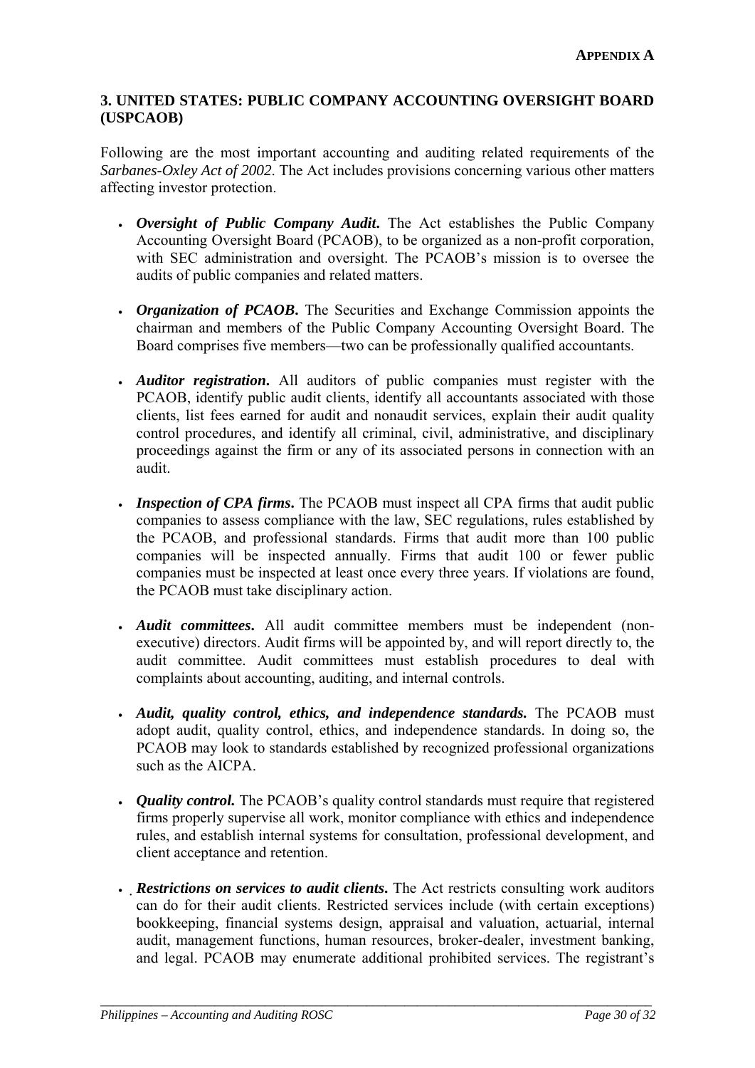### 3. UNITED STATES: PUBLIC COMPANY ACCOUNTING OVERSIGHT BOARD (USPCAOB)

Following are the most important accounting and auditing related requirements of the *Sarbanes-Oxley Act of 2002*. The Act includes provisions concerning various other matters affecting investor protection.

- ***Oversight of Public Company Audit***. The Act establishes the Public Company Accounting Oversight Board (PCAOB), to be organized as a non-profit corporation, with SEC administration and oversight. The PCAOB's mission is to oversee the audits of public companies and related matters.

- ***Organization of PCAOB***. The Securities and Exchange Commission appoints the chairman and members of the Public Company Accounting Oversight Board. The Board comprises five members—two can be professionally qualified accountants.

- ***Auditor registration***. All auditors of public companies must register with the PCAOB, identify public audit clients, identify all accountants associated with those clients, list fees earned for audit and nonaudit services, explain their audit quality control procedures, and identify all criminal, civil, administrative, and disciplinary proceedings against the firm or any of its associated persons in connection with an audit.

- ***Inspection of CPA firms***. The PCAOB must inspect all CPA firms that audit public companies to assess compliance with the law, SEC regulations, rules established by the PCAOB, and professional standards. Firms that audit more than 100 public companies will be inspected annually. Firms that audit 100 or fewer public companies must be inspected at least once every three years. If violations are found, the PCAOB must take disciplinary action.

- ***Audit committees***. All audit committee members must be independent (non-executive) directors. Audit firms will be appointed by, and will report directly to, the audit committee. Audit committees must establish procedures to deal with complaints about accounting, auditing, and internal controls.

- ***Audit, quality control, ethics, and independence standards.*** The PCAOB must adopt audit, quality control, ethics, and independence standards. In doing so, the PCAOB may look to standards established by recognized professional organizations such as the AICPA.

- ***Quality control.*** The PCAOB's quality control standards must require that registered firms properly supervise all work, monitor compliance with ethics and independence rules, and establish internal systems for consultation, professional development, and client acceptance and retention.

- ***Restrictions on services to audit clients***. The Act restricts consulting work auditors can do for their audit clients. Restricted services include (with certain exceptions) bookkeeping, financial systems design, appraisal and valuation, actuarial, internal audit, management functions, human resources, broker-dealer, investment banking, and legal. PCAOB may enumerate additional prohibited services. The registrant's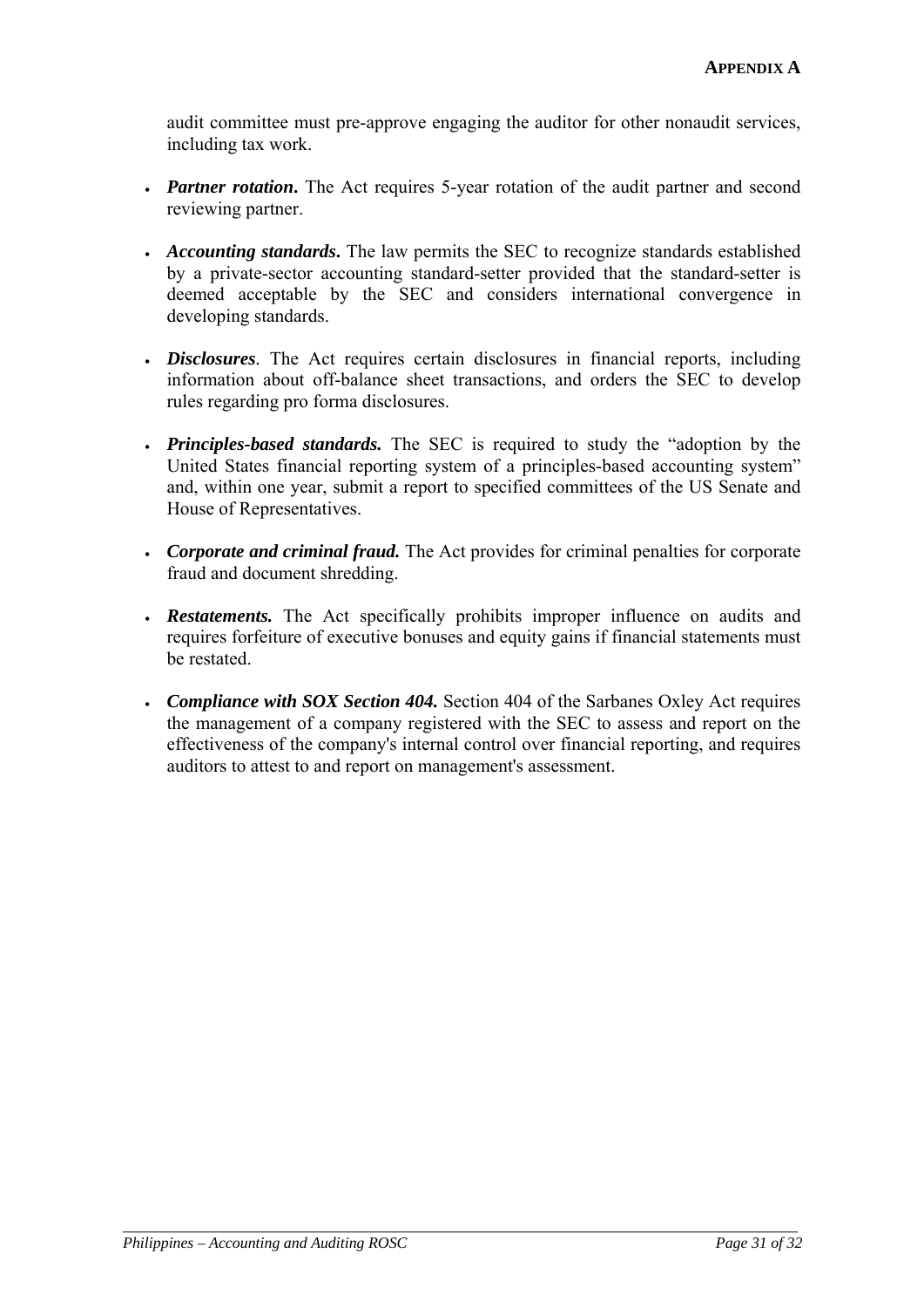audit committee must pre-approve engaging the auditor for other nonaudit services, including tax work.

- ***Partner rotation*.** The Act requires 5-year rotation of the audit partner and second reviewing partner.

- ***Accounting standards*.** The law permits the SEC to recognize standards established by a private-sector accounting standard-setter provided that the standard-setter is deemed acceptable by the SEC and considers international convergence in developing standards.

- ***Disclosures***. The Act requires certain disclosures in financial reports, including information about off-balance sheet transactions, and orders the SEC to develop rules regarding pro forma disclosures.

- ***Principles-based standards.*** The SEC is required to study the "adoption by the United States financial reporting system of a principles-based accounting system" and, within one year, submit a report to specified committees of the US Senate and House of Representatives.

- ***Corporate and criminal fraud.*** The Act provides for criminal penalties for corporate fraud and document shredding.

- ***Restatements.*** The Act specifically prohibits improper influence on audits and requires forfeiture of executive bonuses and equity gains if financial statements must be restated.

- ***Compliance with SOX Section 404.*** Section 404 of the Sarbanes Oxley Act requires the management of a company registered with the SEC to assess and report on the effectiveness of the company's internal control over financial reporting, and requires auditors to attest to and report on management's assessment.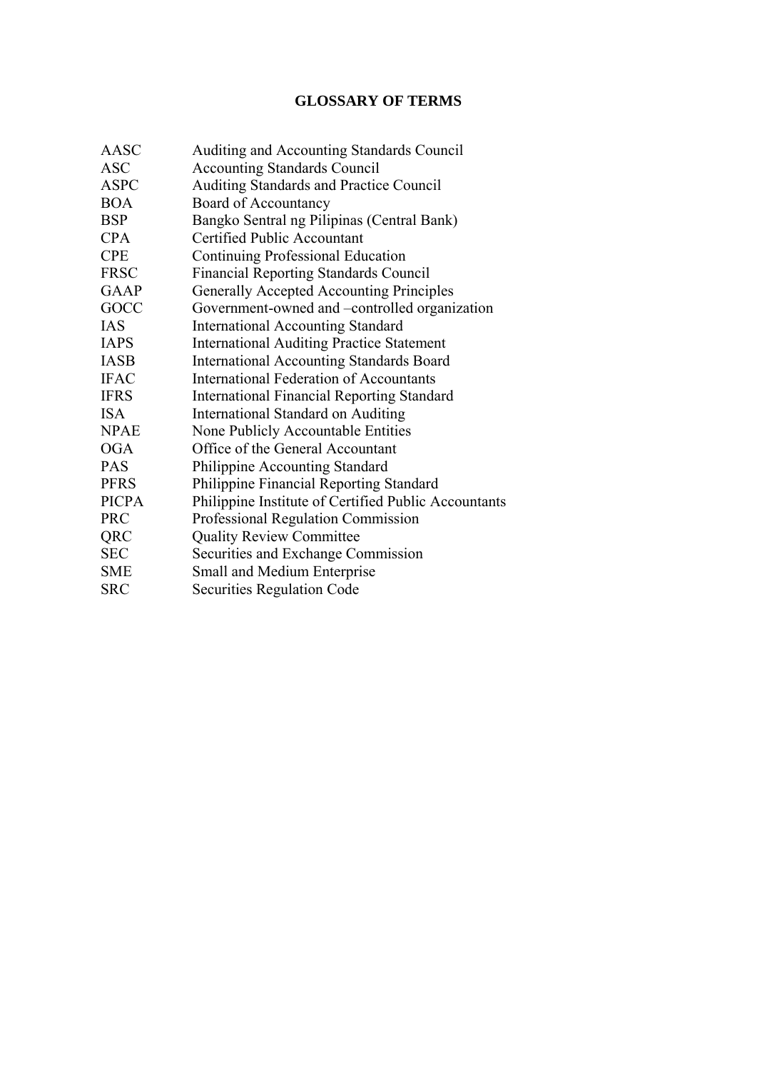# GLOSSARY OF TERMS

| | |
|---|---|
| AASC | Auditing and Accounting Standards Council |
| ASC | Accounting Standards Council |
| ASPC | Auditing Standards and Practice Council |
| BOA | Board of Accountancy |
| BSP | Bangko Sentral ng Pilipinas (Central Bank) |
| CPA | Certified Public Accountant |
| CPE | Continuing Professional Education |
| FRSC | Financial Reporting Standards Council |
| GAAP | Generally Accepted Accounting Principles |
| GOCC | Government-owned and –controlled organization |
| IAS | International Accounting Standard |
| IAPS | International Auditing Practice Statement |
| IASB | International Accounting Standards Board |
| IFAC | International Federation of Accountants |
| IFRS | International Financial Reporting Standard |
| ISA | International Standard on Auditing |
| NPAE | None Publicly Accountable Entities |
| OGA | Office of the General Accountant |
| PAS | Philippine Accounting Standard |
| PFRS | Philippine Financial Reporting Standard |
| PICPA | Philippine Institute of Certified Public Accountants |
| PRC | Professional Regulation Commission |
| QRC | Quality Review Committee |
| SEC | Securities and Exchange Commission |
| SME | Small and Medium Enterprise |
| SRC | Securities Regulation Code |